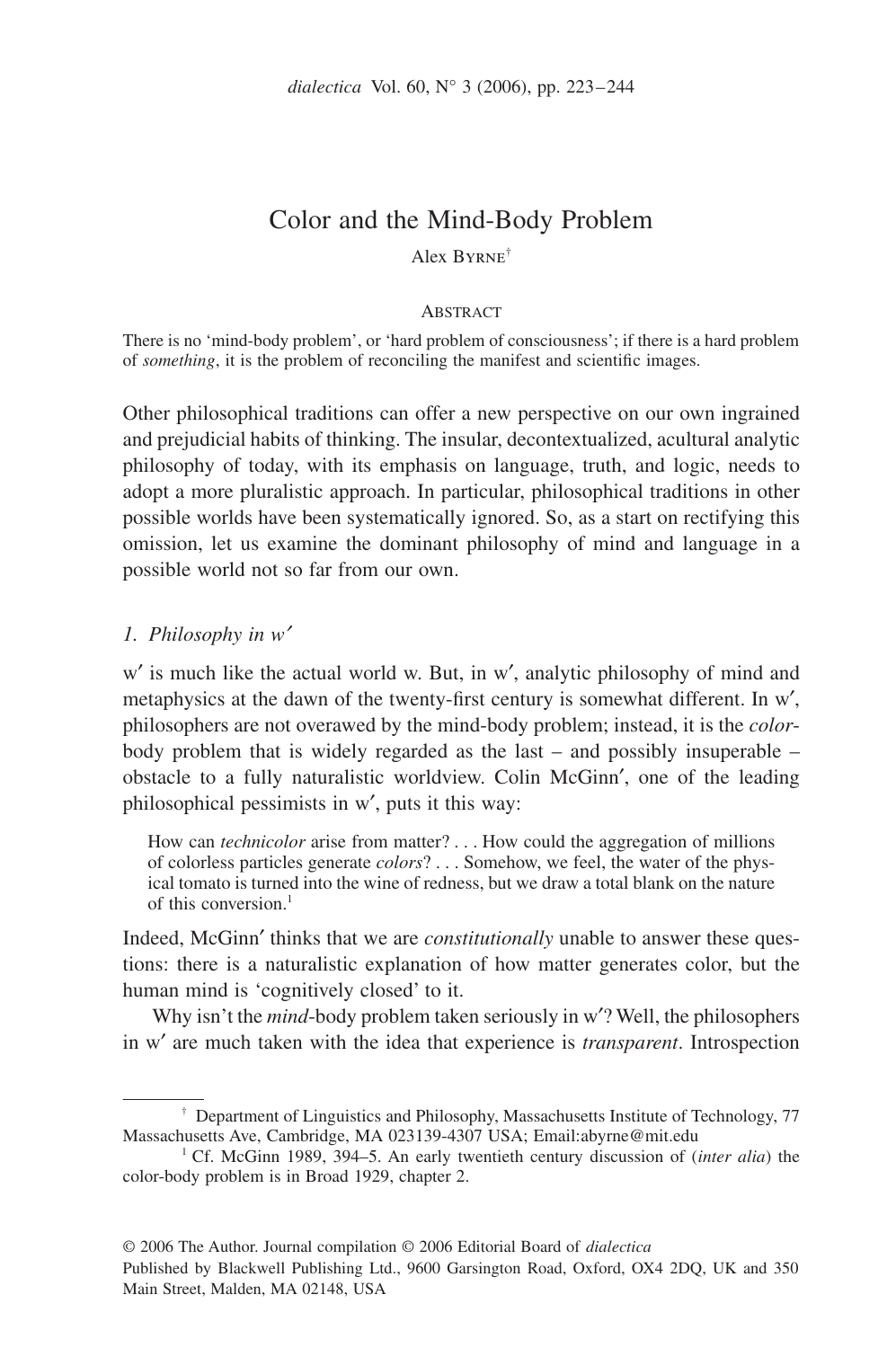# Color and the Mind-Body Problem

Alex Byrne[†]

## Abstract

There is no 'mind-body problem', or 'hard problem of consciousness'; if there is a hard problem of *something*, it is the problem of reconciling the manifest and scientific images.

Other philosophical traditions can offer a new perspective on our own ingrained and prejudicial habits of thinking. The insular, decontextualized, acultural analytic philosophy of today, with its emphasis on language, truth, and logic, needs to adopt a more pluralistic approach. In particular, philosophical traditions in other possible worlds have been systematically ignored. So, as a start on rectifying this omission, let us examine the dominant philosophy of mind and language in a possible world not so far from our own.

## *1. Philosophy in w′*

w′ is much like the actual world w. But, in w′, analytic philosophy of mind and metaphysics at the dawn of the twenty-first century is somewhat different. In w′, philosophers are not overawed by the mind-body problem; instead, it is the *color*-body problem that is widely regarded as the last – and possibly insuperable – obstacle to a fully naturalistic worldview. Colin McGinn′, one of the leading philosophical pessimists in w′, puts it this way:

> How can *technicolor* arise from matter? . . . How could the aggregation of millions of colorless particles generate *colors*? . . . Somehow, we feel, the water of the physical tomato is turned into the wine of redness, but we draw a total blank on the nature of this conversion.[1]

Indeed, McGinn′ thinks that we are *constitutionally* unable to answer these questions: there is a naturalistic explanation of how matter generates color, but the human mind is 'cognitively closed' to it.

Why isn't the *mind*-body problem taken seriously in w′? Well, the philosophers in w′ are much taken with the idea that experience is *transparent*. Introspection

[†] Department of Linguistics and Philosophy, Massachusetts Institute of Technology, 77 Massachusetts Ave, Cambridge, MA 023139-4307 USA; Email:abyrne@mit.edu

[1] Cf. McGinn 1989, 394–5. An early twentieth century discussion of (*inter alia*) the color-body problem is in Broad 1929, chapter 2.

© 2006 The Author. Journal compilation © 2006 Editorial Board of *dialectica*
Published by Blackwell Publishing Ltd., 9600 Garsington Road, Oxford, OX4 2DQ, UK and 350 Main Street, Malden, MA 02148, USA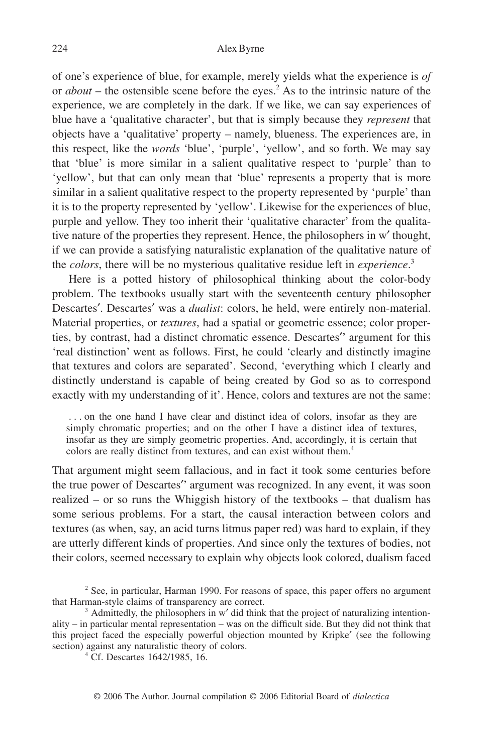of one's experience of blue, for example, merely yields what the experience is *of* or *about* – the ostensible scene before the eyes.[2] As to the intrinsic nature of the experience, we are completely in the dark. If we like, we can say experiences of blue have a 'qualitative character', but that is simply because they *represent* that objects have a 'qualitative' property – namely, blueness. The experiences are, in this respect, like the *words* 'blue', 'purple', 'yellow', and so forth. We may say that 'blue' is more similar in a salient qualitative respect to 'purple' than to 'yellow', but that can only mean that 'blue' represents a property that is more similar in a salient qualitative respect to the property represented by 'purple' than it is to the property represented by 'yellow'. Likewise for the experiences of blue, purple and yellow. They too inherit their 'qualitative character' from the qualitative nature of the properties they represent. Hence, the philosophers in w′ thought, if we can provide a satisfying naturalistic explanation of the qualitative nature of the *colors*, there will be no mysterious qualitative residue left in *experience*.[3]

Here is a potted history of philosophical thinking about the color-body problem. The textbooks usually start with the seventeenth century philosopher Descartes′. Descartes′ was a *dualist*: colors, he held, were entirely non-material. Material properties, or *textures*, had a spatial or geometric essence; color properties, by contrast, had a distinct chromatic essence. Descartes′' argument for this 'real distinction' went as follows. First, he could 'clearly and distinctly imagine that textures and colors are separated'. Second, 'everything which I clearly and distinctly understand is capable of being created by God so as to correspond exactly with my understanding of it'. Hence, colors and textures are not the same:

> . . . on the one hand I have clear and distinct idea of colors, insofar as they are simply chromatic properties; and on the other I have a distinct idea of textures, insofar as they are simply geometric properties. And, accordingly, it is certain that colors are really distinct from textures, and can exist without them.[4]

That argument might seem fallacious, and in fact it took some centuries before the true power of Descartes′' argument was recognized. In any event, it was soon realized – or so runs the Whiggish history of the textbooks – that dualism has some serious problems. For a start, the causal interaction between colors and textures (as when, say, an acid turns litmus paper red) was hard to explain, if they are utterly different kinds of properties. And since only the textures of bodies, not their colors, seemed necessary to explain why objects look colored, dualism faced

---

[2] See, in particular, Harman 1990. For reasons of space, this paper offers no argument that Harman-style claims of transparency are correct.

[3] Admittedly, the philosophers in w′ did think that the project of naturalizing intentionality – in particular mental representation – was on the difficult side. But they did not think that this project faced the especially powerful objection mounted by Kripke′ (see the following section) against any naturalistic theory of colors.

[4] Cf. Descartes 1642/1985, 16.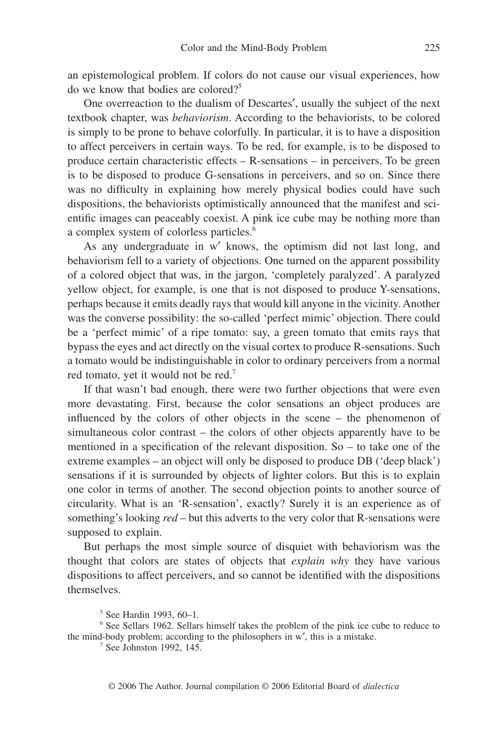an epistemological problem. If colors do not cause our visual experiences, how do we know that bodies are colored?[5]

One overreaction to the dualism of Descartes′, usually the subject of the next textbook chapter, was *behaviorism*. According to the behaviorists, to be colored is simply to be prone to behave colorfully. In particular, it is to have a disposition to affect perceivers in certain ways. To be red, for example, is to be disposed to produce certain characteristic effects – R-sensations – in perceivers. To be green is to be disposed to produce G-sensations in perceivers, and so on. Since there was no difficulty in explaining how merely physical bodies could have such dispositions, the behaviorists optimistically announced that the manifest and scientific images can peaceably coexist. A pink ice cube may be nothing more than a complex system of colorless particles.[6]

As any undergraduate in w′ knows, the optimism did not last long, and behaviorism fell to a variety of objections. One turned on the apparent possibility of a colored object that was, in the jargon, 'completely paralyzed'. A paralyzed yellow object, for example, is one that is not disposed to produce Y-sensations, perhaps because it emits deadly rays that would kill anyone in the vicinity. Another was the converse possibility: the so-called 'perfect mimic' objection. There could be a 'perfect mimic' of a ripe tomato: say, a green tomato that emits rays that bypass the eyes and act directly on the visual cortex to produce R-sensations. Such a tomato would be indistinguishable in color to ordinary perceivers from a normal red tomato, yet it would not be red.[7]

If that wasn't bad enough, there were two further objections that were even more devastating. First, because the color sensations an object produces are influenced by the colors of other objects in the scene – the phenomenon of simultaneous color contrast – the colors of other objects apparently have to be mentioned in a specification of the relevant disposition. So – to take one of the extreme examples – an object will only be disposed to produce DB ('deep black') sensations if it is surrounded by objects of lighter colors. But this is to explain one color in terms of another. The second objection points to another source of circularity. What is an 'R-sensation', exactly? Surely it is an experience as of something's looking *red* – but this adverts to the very color that R-sensations were supposed to explain.

But perhaps the most simple source of disquiet with behaviorism was the thought that colors are states of objects that *explain why* they have various dispositions to affect perceivers, and so cannot be identified with the dispositions themselves.

[5] See Hardin 1993, 60–1.

[6] See Sellars 1962. Sellars himself takes the problem of the pink ice cube to reduce to the mind-body problem; according to the philosophers in w′, this is a mistake.

[7] See Johnston 1992, 145.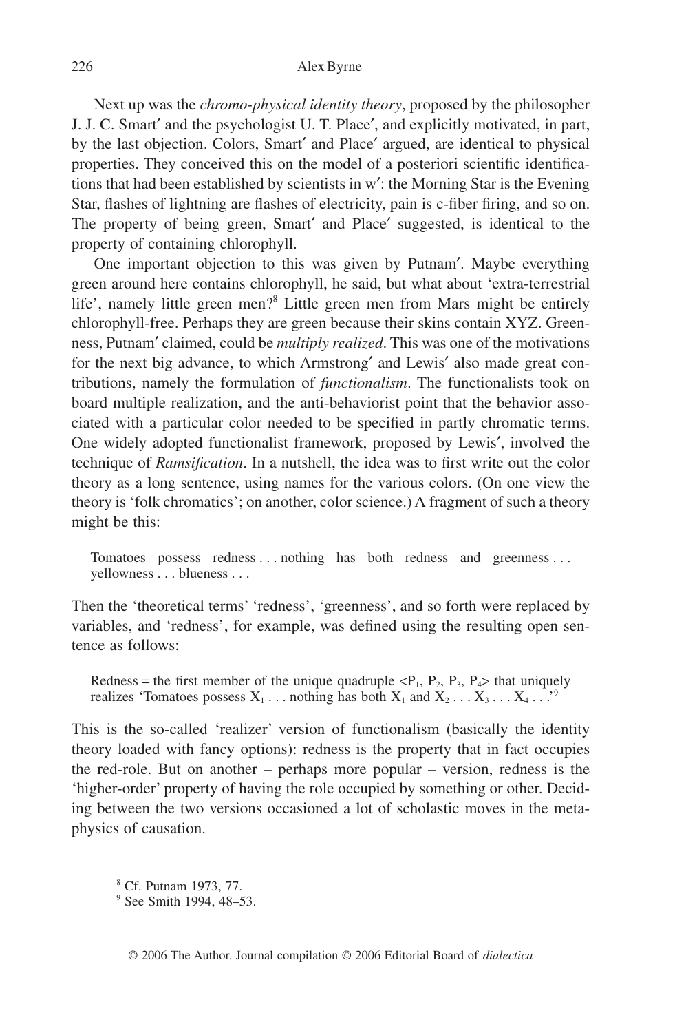Next up was the *chromo-physical identity theory*, proposed by the philosopher J. J. C. Smart′ and the psychologist U. T. Place′, and explicitly motivated, in part, by the last objection. Colors, Smart′ and Place′ argued, are identical to physical properties. They conceived this on the model of a posteriori scientific identifications that had been established by scientists in w′: the Morning Star is the Evening Star, flashes of lightning are flashes of electricity, pain is c-fiber firing, and so on. The property of being green, Smart′ and Place′ suggested, is identical to the property of containing chlorophyll.

One important objection to this was given by Putnam′. Maybe everything green around here contains chlorophyll, he said, but what about 'extra-terrestrial life', namely little green men?[8] Little green men from Mars might be entirely chlorophyll-free. Perhaps they are green because their skins contain XYZ. Greenness, Putnam′ claimed, could be *multiply realized*. This was one of the motivations for the next big advance, to which Armstrong′ and Lewis′ also made great contributions, namely the formulation of *functionalism*. The functionalists took on board multiple realization, and the anti-behaviorist point that the behavior associated with a particular color needed to be specified in partly chromatic terms. One widely adopted functionalist framework, proposed by Lewis′, involved the technique of *Ramsification*. In a nutshell, the idea was to first write out the color theory as a long sentence, using names for the various colors. (On one view the theory is 'folk chromatics'; on another, color science.) A fragment of such a theory might be this:

> Tomatoes possess redness . . . nothing has both redness and greenness . . . yellowness . . . blueness . . .

Then the 'theoretical terms' 'redness', 'greenness', and so forth were replaced by variables, and 'redness', for example, was defined using the resulting open sentence as follows:

> Redness = the first member of the unique quadruple $<P_1, P_2, P_3, P_4>$ that uniquely realizes 'Tomatoes possess $X_1$ . . . nothing has both $X_1$ and $X_2$ . . . $X_3$ . . . $X_4$ . . .'[9]

This is the so-called 'realizer' version of functionalism (basically the identity theory loaded with fancy options): redness is the property that in fact occupies the red-role. But on another – perhaps more popular – version, redness is the 'higher-order' property of having the role occupied by something or other. Deciding between the two versions occasioned a lot of scholastic moves in the metaphysics of causation.

[8] Cf. Putnam 1973, 77.

[9] See Smith 1994, 48–53.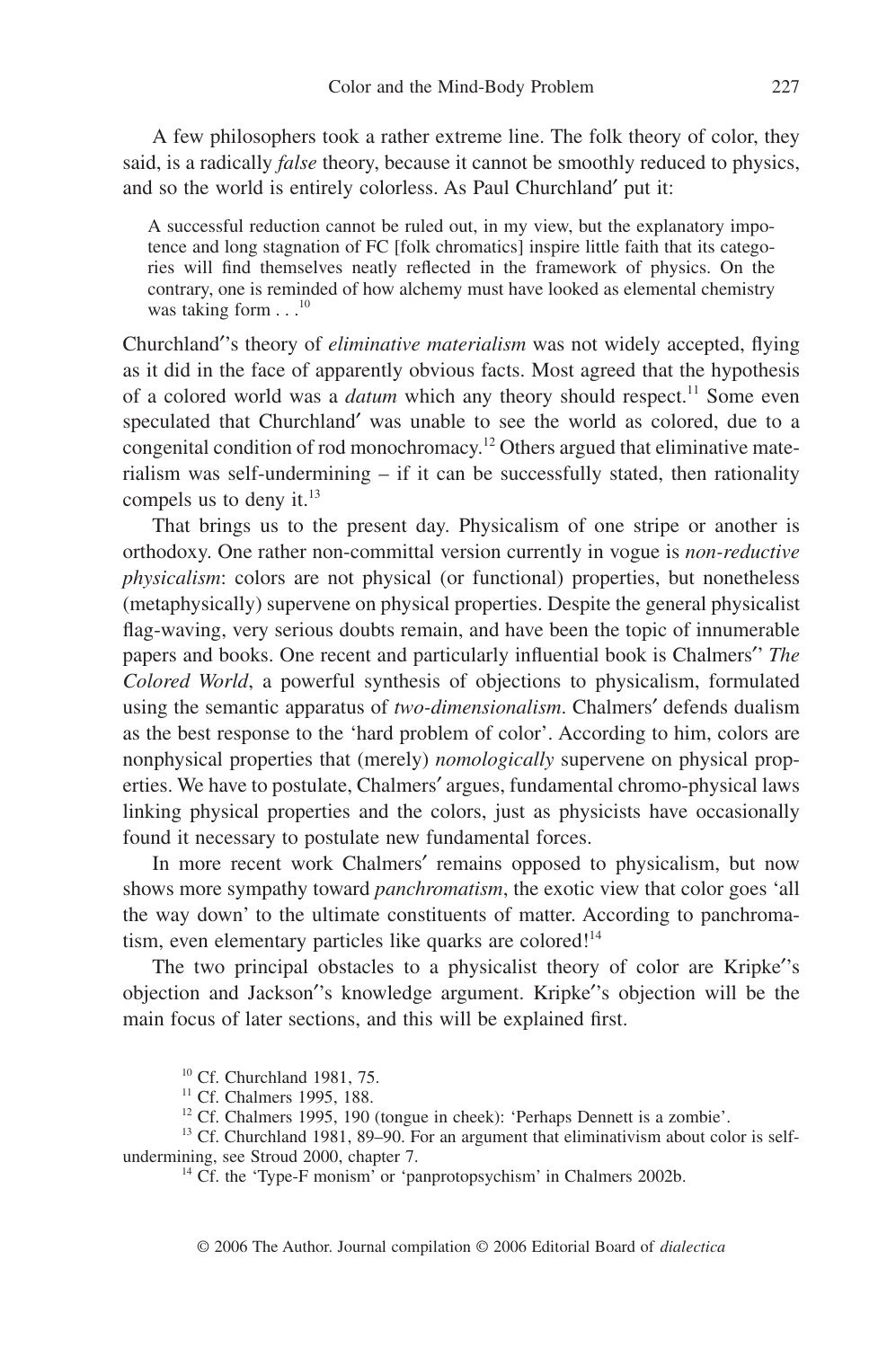A few philosophers took a rather extreme line. The folk theory of color, they said, is a radically *false* theory, because it cannot be smoothly reduced to physics, and so the world is entirely colorless. As Paul Churchland′ put it:

> A successful reduction cannot be ruled out, in my view, but the explanatory impotence and long stagnation of FC [folk chromatics] inspire little faith that its categories will find themselves neatly reflected in the framework of physics. On the contrary, one is reminded of how alchemy must have looked as elemental chemistry was taking form . . .[10]

Churchland′'s theory of *eliminative materialism* was not widely accepted, flying as it did in the face of apparently obvious facts. Most agreed that the hypothesis of a colored world was a *datum* which any theory should respect.[11] Some even speculated that Churchland′ was unable to see the world as colored, due to a congenital condition of rod monochromacy.[12] Others argued that eliminative materialism was self-undermining – if it can be successfully stated, then rationality compels us to deny it.[13]

That brings us to the present day. Physicalism of one stripe or another is orthodoxy. One rather non-committal version currently in vogue is *non-reductive physicalism*: colors are not physical (or functional) properties, but nonetheless (metaphysically) supervene on physical properties. Despite the general physicalist flag-waving, very serious doubts remain, and have been the topic of innumerable papers and books. One recent and particularly influential book is Chalmers′' *The Colored World*, a powerful synthesis of objections to physicalism, formulated using the semantic apparatus of *two-dimensionalism*. Chalmers′ defends dualism as the best response to the 'hard problem of color'. According to him, colors are nonphysical properties that (merely) *nomologically* supervene on physical properties. We have to postulate, Chalmers′ argues, fundamental chromo-physical laws linking physical properties and the colors, just as physicists have occasionally found it necessary to postulate new fundamental forces.

In more recent work Chalmers′ remains opposed to physicalism, but now shows more sympathy toward *panchromatism*, the exotic view that color goes 'all the way down' to the ultimate constituents of matter. According to panchromatism, even elementary particles like quarks are colored![14]

The two principal obstacles to a physicalist theory of color are Kripke′'s objection and Jackson′'s knowledge argument. Kripke′'s objection will be the main focus of later sections, and this will be explained first.

---

[10] Cf. Churchland 1981, 75.

[11] Cf. Chalmers 1995, 188.

[12] Cf. Chalmers 1995, 190 (tongue in cheek): 'Perhaps Dennett is a zombie'.

[13] Cf. Churchland 1981, 89–90. For an argument that eliminativism about color is self-undermining, see Stroud 2000, chapter 7.

[14] Cf. the 'Type-F monism' or 'panprotopsychism' in Chalmers 2002b.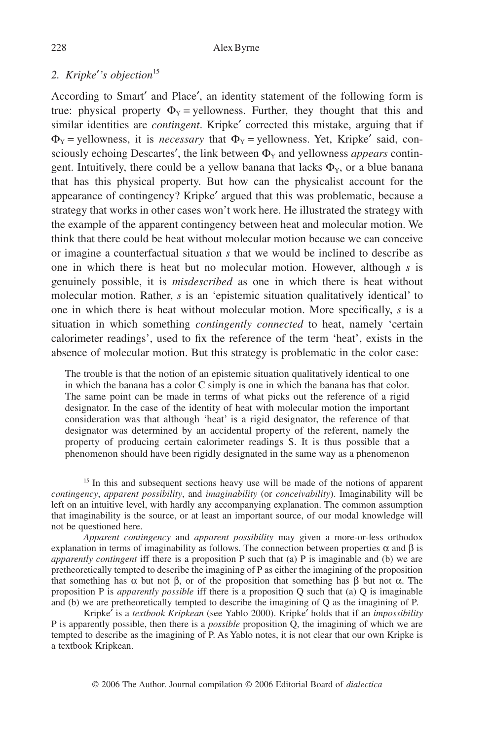## 2. *Kripke′'s objection*[15]

According to Smart′ and Place′, an identity statement of the following form is true: physical property $\Phi_Y$ = yellowness. Further, they thought that this and similar identities are *contingent*. Kripke′ corrected this mistake, arguing that if $\Phi_Y$ = yellowness, it is *necessary* that $\Phi_Y$ = yellowness. Yet, Kripke′ said, consciously echoing Descartes′, the link between $\Phi_Y$ and yellowness *appears* contingent. Intuitively, there could be a yellow banana that lacks $\Phi_Y$, or a blue banana that has this physical property. But how can the physicalist account for the appearance of contingency? Kripke′ argued that this was problematic, because a strategy that works in other cases won't work here. He illustrated the strategy with the example of the apparent contingency between heat and molecular motion. We think that there could be heat without molecular motion because we can conceive or imagine a counterfactual situation *s* that we would be inclined to describe as one in which there is heat but no molecular motion. However, although *s* is genuinely possible, it is *misdescribed* as one in which there is heat without molecular motion. Rather, *s* is an 'epistemic situation qualitatively identical' to one in which there is heat without molecular motion. More specifically, *s* is a situation in which something *contingently connected* to heat, namely 'certain calorimeter readings', used to fix the reference of the term 'heat', exists in the absence of molecular motion. But this strategy is problematic in the color case:

> The trouble is that the notion of an epistemic situation qualitatively identical to one in which the banana has a color C simply is one in which the banana has that color. The same point can be made in terms of what picks out the reference of a rigid designator. In the case of the identity of heat with molecular motion the important consideration was that although 'heat' is a rigid designator, the reference of that designator was determined by an accidental property of the referent, namely the property of producing certain calorimeter readings S. It is thus possible that a phenomenon should have been rigidly designated in the same way as a phenomenon

[15] In this and subsequent sections heavy use will be made of the notions of apparent *contingency*, *apparent possibility*, and *imaginability* (or *conceivability*). Imaginability will be left on an intuitive level, with hardly any accompanying explanation. The common assumption that imaginability is the source, or at least an important source, of our modal knowledge will not be questioned here.

*Apparent contingency* and *apparent possibility* may given a more-or-less orthodox explanation in terms of imaginability as follows. The connection between properties $\alpha$ and $\beta$ is *apparently contingent* iff there is a proposition P such that (a) P is imaginable and (b) we are pretheoretically tempted to describe the imagining of P as either the imagining of the proposition that something has $\alpha$ but not $\beta$, or of the proposition that something has $\beta$ but not $\alpha$. The proposition P is *apparently possible* iff there is a proposition Q such that (a) Q is imaginable and (b) we are pretheoretically tempted to describe the imagining of Q as the imagining of P.

Kripke′ is a *textbook Kripkean* (see Yablo 2000). Kripke′ holds that if an *impossibility* P is apparently possible, then there is a *possible* proposition Q, the imagining of which we are tempted to describe as the imagining of P. As Yablo notes, it is not clear that our own Kripke is a textbook Kripkean.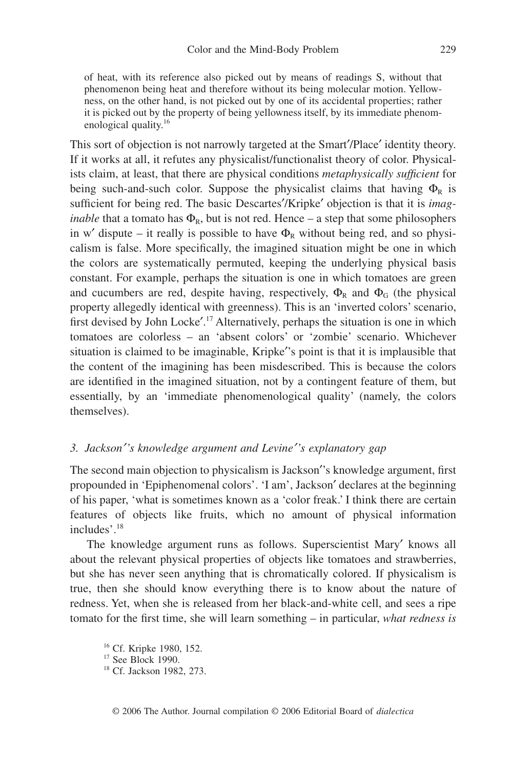of heat, with its reference also picked out by means of readings S, without that phenomenon being heat and therefore without its being molecular motion. Yellowness, on the other hand, is not picked out by one of its accidental properties; rather it is picked out by the property of being yellowness itself, by its immediate phenomenological quality.[16]

This sort of objection is not narrowly targeted at the Smart′/Place′ identity theory. If it works at all, it refutes any physicalist/functionalist theory of color. Physicalists claim, at least, that there are physical conditions *metaphysically sufficient* for being such-and-such color. Suppose the physicalist claims that having $\Phi_R$ is sufficient for being red. The basic Descartes′/Kripke′ objection is that it is *imaginable* that a tomato has $\Phi_R$, but is not red. Hence – a step that some philosophers in w′ dispute – it really is possible to have $\Phi_R$ without being red, and so physicalism is false. More specifically, the imagined situation might be one in which the colors are systematically permuted, keeping the underlying physical basis constant. For example, perhaps the situation is one in which tomatoes are green and cucumbers are red, despite having, respectively, $\Phi_R$ and $\Phi_G$ (the physical property allegedly identical with greenness). This is an 'inverted colors' scenario, first devised by John Locke′.[17] Alternatively, perhaps the situation is one in which tomatoes are colorless – an 'absent colors' or 'zombie' scenario. Whichever situation is claimed to be imaginable, Kripke′'s point is that it is implausible that the content of the imagining has been misdescribed. This is because the colors are identified in the imagined situation, not by a contingent feature of them, but essentially, by an 'immediate phenomenological quality' (namely, the colors themselves).

### *3. Jackson′'s knowledge argument and Levine′'s explanatory gap*

The second main objection to physicalism is Jackson′'s knowledge argument, first propounded in 'Epiphenomenal colors'. 'I am', Jackson′ declares at the beginning of his paper, 'what is sometimes known as a 'color freak.' I think there are certain features of objects like fruits, which no amount of physical information includes'.[18]

The knowledge argument runs as follows. Superscientist Mary′ knows all about the relevant physical properties of objects like tomatoes and strawberries, but she has never seen anything that is chromatically colored. If physicalism is true, then she should know everything there is to know about the nature of redness. Yet, when she is released from her black-and-white cell, and sees a ripe tomato for the first time, she will learn something – in particular, *what redness is*

[16] Cf. Kripke 1980, 152.

[17] See Block 1990.

[18] Cf. Jackson 1982, 273.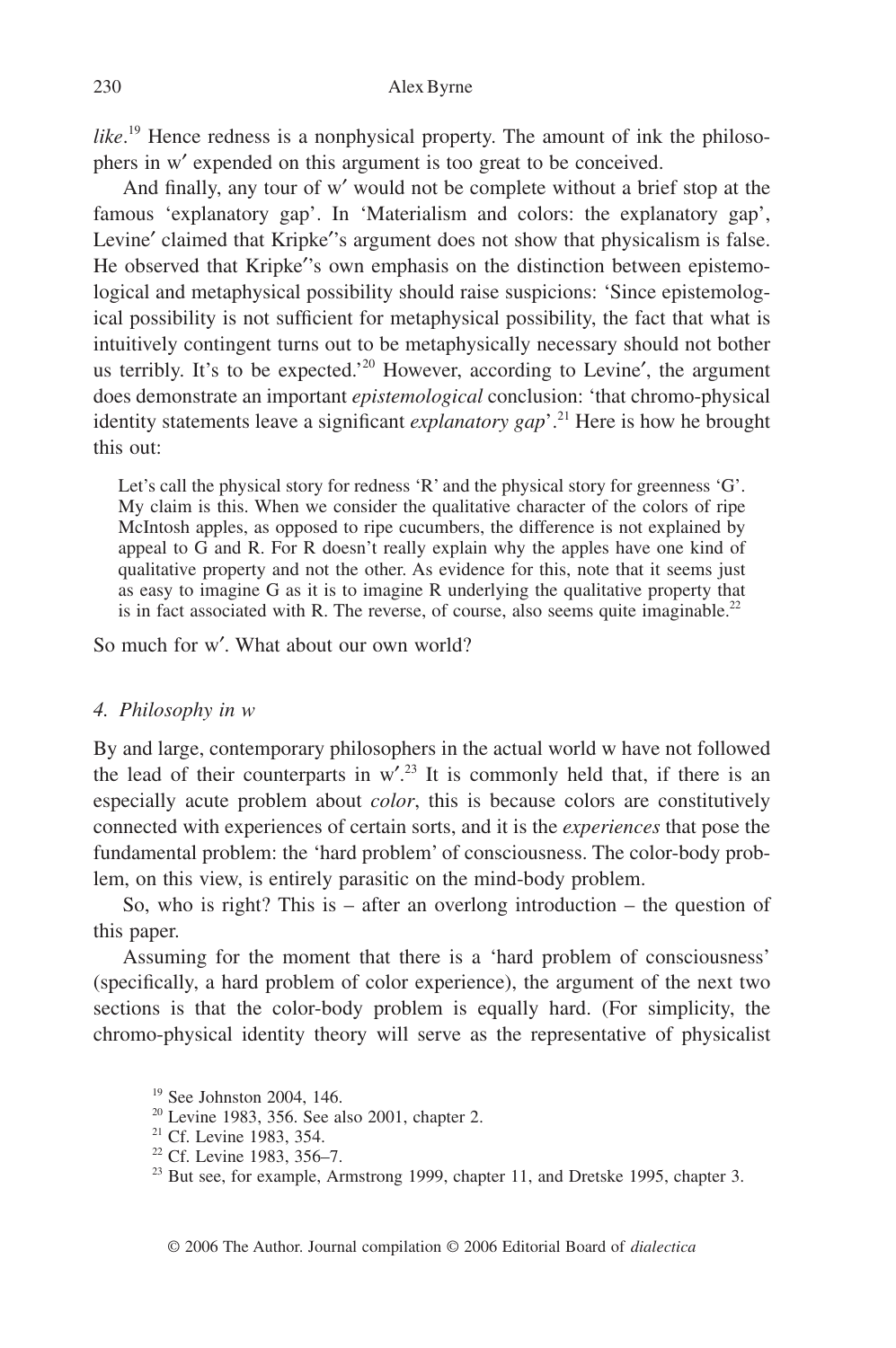*like*.[19] Hence redness is a nonphysical property. The amount of ink the philosophers in w′ expended on this argument is too great to be conceived.

And finally, any tour of w′ would not be complete without a brief stop at the famous 'explanatory gap'. In 'Materialism and colors: the explanatory gap', Levine′ claimed that Kripke′'s argument does not show that physicalism is false. He observed that Kripke′'s own emphasis on the distinction between epistemological and metaphysical possibility should raise suspicions: 'Since epistemological possibility is not sufficient for metaphysical possibility, the fact that what is intuitively contingent turns out to be metaphysically necessary should not bother us terribly. It's to be expected.'[20] However, according to Levine′, the argument does demonstrate an important *epistemological* conclusion: 'that chromo-physical identity statements leave a significant *explanatory gap*'.[21] Here is how he brought this out:

> Let's call the physical story for redness 'R' and the physical story for greenness 'G'. My claim is this. When we consider the qualitative character of the colors of ripe McIntosh apples, as opposed to ripe cucumbers, the difference is not explained by appeal to G and R. For R doesn't really explain why the apples have one kind of qualitative property and not the other. As evidence for this, note that it seems just as easy to imagine G as it is to imagine R underlying the qualitative property that is in fact associated with R. The reverse, of course, also seems quite imaginable.[22]

So much for w′. What about our own world?

#### *4. Philosophy in w*

By and large, contemporary philosophers in the actual world w have not followed the lead of their counterparts in w′.[23] It is commonly held that, if there is an especially acute problem about *color*, this is because colors are constitutively connected with experiences of certain sorts, and it is the *experiences* that pose the fundamental problem: the 'hard problem' of consciousness. The color-body problem, on this view, is entirely parasitic on the mind-body problem.

So, who is right? This is – after an overlong introduction – the question of this paper.

Assuming for the moment that there is a 'hard problem of consciousness' (specifically, a hard problem of color experience), the argument of the next two sections is that the color-body problem is equally hard. (For simplicity, the chromo-physical identity theory will serve as the representative of physicalist

[19] See Johnston 2004, 146.

[20] Levine 1983, 356. See also 2001, chapter 2.

[21] Cf. Levine 1983, 354.

[22] Cf. Levine 1983, 356–7.

[23] But see, for example, Armstrong 1999, chapter 11, and Dretske 1995, chapter 3.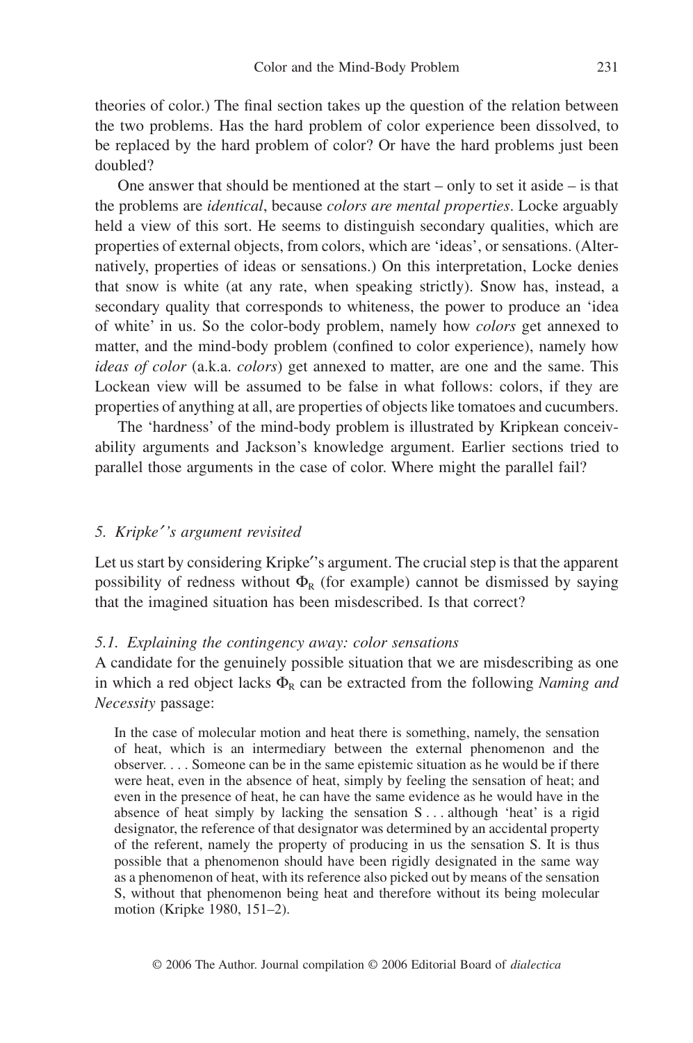theories of color.) The final section takes up the question of the relation between the two problems. Has the hard problem of color experience been dissolved, to be replaced by the hard problem of color? Or have the hard problems just been doubled?

One answer that should be mentioned at the start – only to set it aside – is that the problems are *identical*, because *colors are mental properties*. Locke arguably held a view of this sort. He seems to distinguish secondary qualities, which are properties of external objects, from colors, which are 'ideas', or sensations. (Alternatively, properties of ideas or sensations.) On this interpretation, Locke denies that snow is white (at any rate, when speaking strictly). Snow has, instead, a secondary quality that corresponds to whiteness, the power to produce an 'idea of white' in us. So the color-body problem, namely how *colors* get annexed to matter, and the mind-body problem (confined to color experience), namely how *ideas of color* (a.k.a. *colors*) get annexed to matter, are one and the same. This Lockean view will be assumed to be false in what follows: colors, if they are properties of anything at all, are properties of objects like tomatoes and cucumbers.

The 'hardness' of the mind-body problem is illustrated by Kripkean conceivability arguments and Jackson's knowledge argument. Earlier sections tried to parallel those arguments in the case of color. Where might the parallel fail?

## *5. Kripke′'s argument revisited*

Let us start by considering Kripke′'s argument. The crucial step is that the apparent possibility of redness without $\Phi_R$ (for example) cannot be dismissed by saying that the imagined situation has been misdescribed. Is that correct?

### *5.1. Explaining the contingency away: color sensations*

A candidate for the genuinely possible situation that we are misdescribing as one in which a red object lacks $\Phi_R$ can be extracted from the following *Naming and Necessity* passage:

> In the case of molecular motion and heat there is something, namely, the sensation of heat, which is an intermediary between the external phenomenon and the observer. . . . Someone can be in the same epistemic situation as he would be if there were heat, even in the absence of heat, simply by feeling the sensation of heat; and even in the presence of heat, he can have the same evidence as he would have in the absence of heat simply by lacking the sensation S . . . although 'heat' is a rigid designator, the reference of that designator was determined by an accidental property of the referent, namely the property of producing in us the sensation S. It is thus possible that a phenomenon should have been rigidly designated in the same way as a phenomenon of heat, with its reference also picked out by means of the sensation S, without that phenomenon being heat and therefore without its being molecular motion (Kripke 1980, 151–2).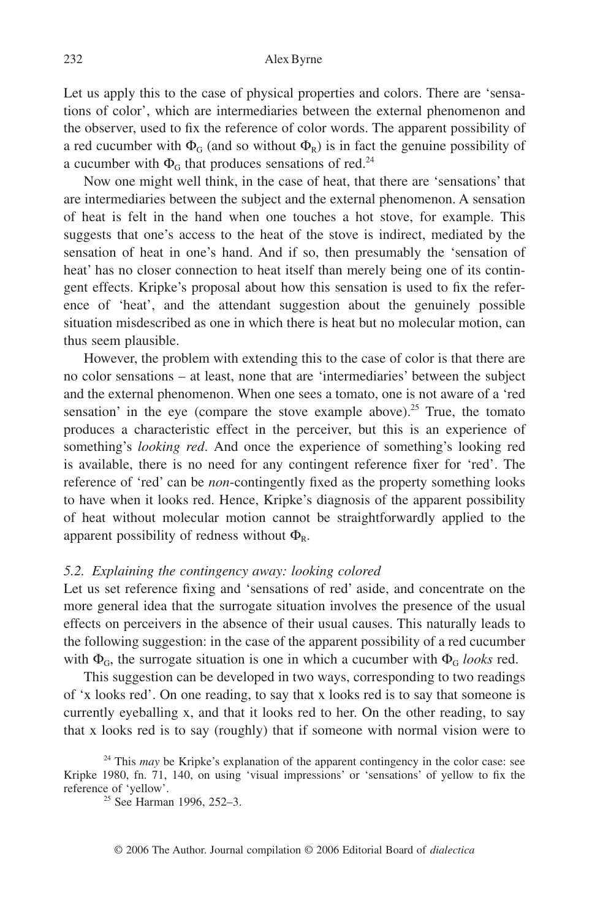Let us apply this to the case of physical properties and colors. There are 'sensations of color', which are intermediaries between the external phenomenon and the observer, used to fix the reference of color words. The apparent possibility of a red cucumber with $\Phi_G$ (and so without $\Phi_R$) is in fact the genuine possibility of a cucumber with $\Phi_G$ that produces sensations of red.[24]

Now one might well think, in the case of heat, that there are 'sensations' that are intermediaries between the subject and the external phenomenon. A sensation of heat is felt in the hand when one touches a hot stove, for example. This suggests that one's access to the heat of the stove is indirect, mediated by the sensation of heat in one's hand. And if so, then presumably the 'sensation of heat' has no closer connection to heat itself than merely being one of its contingent effects. Kripke's proposal about how this sensation is used to fix the reference of 'heat', and the attendant suggestion about the genuinely possible situation misdescribed as one in which there is heat but no molecular motion, can thus seem plausible.

However, the problem with extending this to the case of color is that there are no color sensations – at least, none that are 'intermediaries' between the subject and the external phenomenon. When one sees a tomato, one is not aware of a 'red sensation' in the eye (compare the stove example above).[25] True, the tomato produces a characteristic effect in the perceiver, but this is an experience of something's *looking red*. And once the experience of something's looking red is available, there is no need for any contingent reference fixer for 'red'. The reference of 'red' can be *non*-contingently fixed as the property something looks to have when it looks red. Hence, Kripke's diagnosis of the apparent possibility of heat without molecular motion cannot be straightforwardly applied to the apparent possibility of redness without $\Phi_R$.

### *5.2. Explaining the contingency away: looking colored*

Let us set reference fixing and 'sensations of red' aside, and concentrate on the more general idea that the surrogate situation involves the presence of the usual effects on perceivers in the absence of their usual causes. This naturally leads to the following suggestion: in the case of the apparent possibility of a red cucumber with $\Phi_G$, the surrogate situation is one in which a cucumber with $\Phi_G$ *looks* red.

This suggestion can be developed in two ways, corresponding to two readings of 'x looks red'. On one reading, to say that x looks red is to say that someone is currently eyeballing x, and that it looks red to her. On the other reading, to say that x looks red is to say (roughly) that if someone with normal vision were to

[24] This *may* be Kripke's explanation of the apparent contingency in the color case: see Kripke 1980, fn. 71, 140, on using 'visual impressions' or 'sensations' of yellow to fix the reference of 'yellow'.

[25] See Harman 1996, 252–3.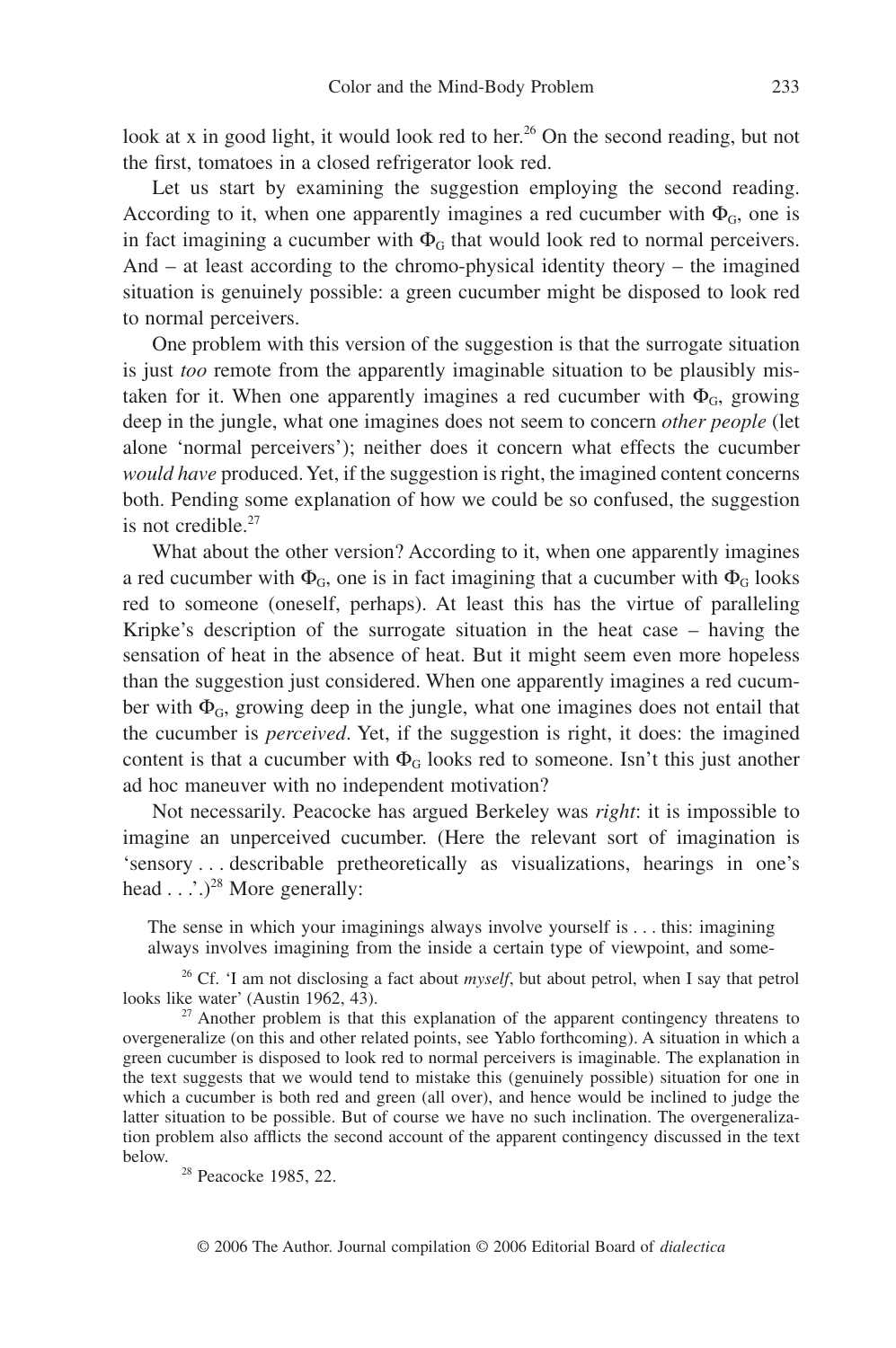look at x in good light, it would look red to her.[26] On the second reading, but not the first, tomatoes in a closed refrigerator look red.

Let us start by examining the suggestion employing the second reading. According to it, when one apparently imagines a red cucumber with $\Phi_G$, one is in fact imagining a cucumber with $\Phi_G$ that would look red to normal perceivers. And – at least according to the chromo-physical identity theory – the imagined situation is genuinely possible: a green cucumber might be disposed to look red to normal perceivers.

One problem with this version of the suggestion is that the surrogate situation is just *too* remote from the apparently imaginable situation to be plausibly mistaken for it. When one apparently imagines a red cucumber with $\Phi_G$, growing deep in the jungle, what one imagines does not seem to concern *other people* (let alone 'normal perceivers'); neither does it concern what effects the cucumber *would have* produced. Yet, if the suggestion is right, the imagined content concerns both. Pending some explanation of how we could be so confused, the suggestion is not credible.[27]

What about the other version? According to it, when one apparently imagines a red cucumber with $\Phi_G$, one is in fact imagining that a cucumber with $\Phi_G$ looks red to someone (oneself, perhaps). At least this has the virtue of paralleling Kripke's description of the surrogate situation in the heat case – having the sensation of heat in the absence of heat. But it might seem even more hopeless than the suggestion just considered. When one apparently imagines a red cucumber with $\Phi_G$, growing deep in the jungle, what one imagines does not entail that the cucumber is *perceived*. Yet, if the suggestion is right, it does: the imagined content is that a cucumber with $\Phi_G$ looks red to someone. Isn't this just another ad hoc maneuver with no independent motivation?

Not necessarily. Peacocke has argued Berkeley was *right*: it is impossible to imagine an unperceived cucumber. (Here the relevant sort of imagination is 'sensory . . . describable pretheoretically as visualizations, hearings in one's head . . .'.)[28] More generally:

> The sense in which your imaginings always involve yourself is . . . this: imagining always involves imagining from the inside a certain type of viewpoint, and some-

[26] Cf. 'I am not disclosing a fact about *myself*, but about petrol, when I say that petrol looks like water' (Austin 1962, 43).

[27] Another problem is that this explanation of the apparent contingency threatens to overgeneralize (on this and other related points, see Yablo forthcoming). A situation in which a green cucumber is disposed to look red to normal perceivers is imaginable. The explanation in the text suggests that we would tend to mistake this (genuinely possible) situation for one in which a cucumber is both red and green (all over), and hence would be inclined to judge the latter situation to be possible. But of course we have no such inclination. The overgeneralization problem also afflicts the second account of the apparent contingency discussed in the text below.

[28] Peacocke 1985, 22.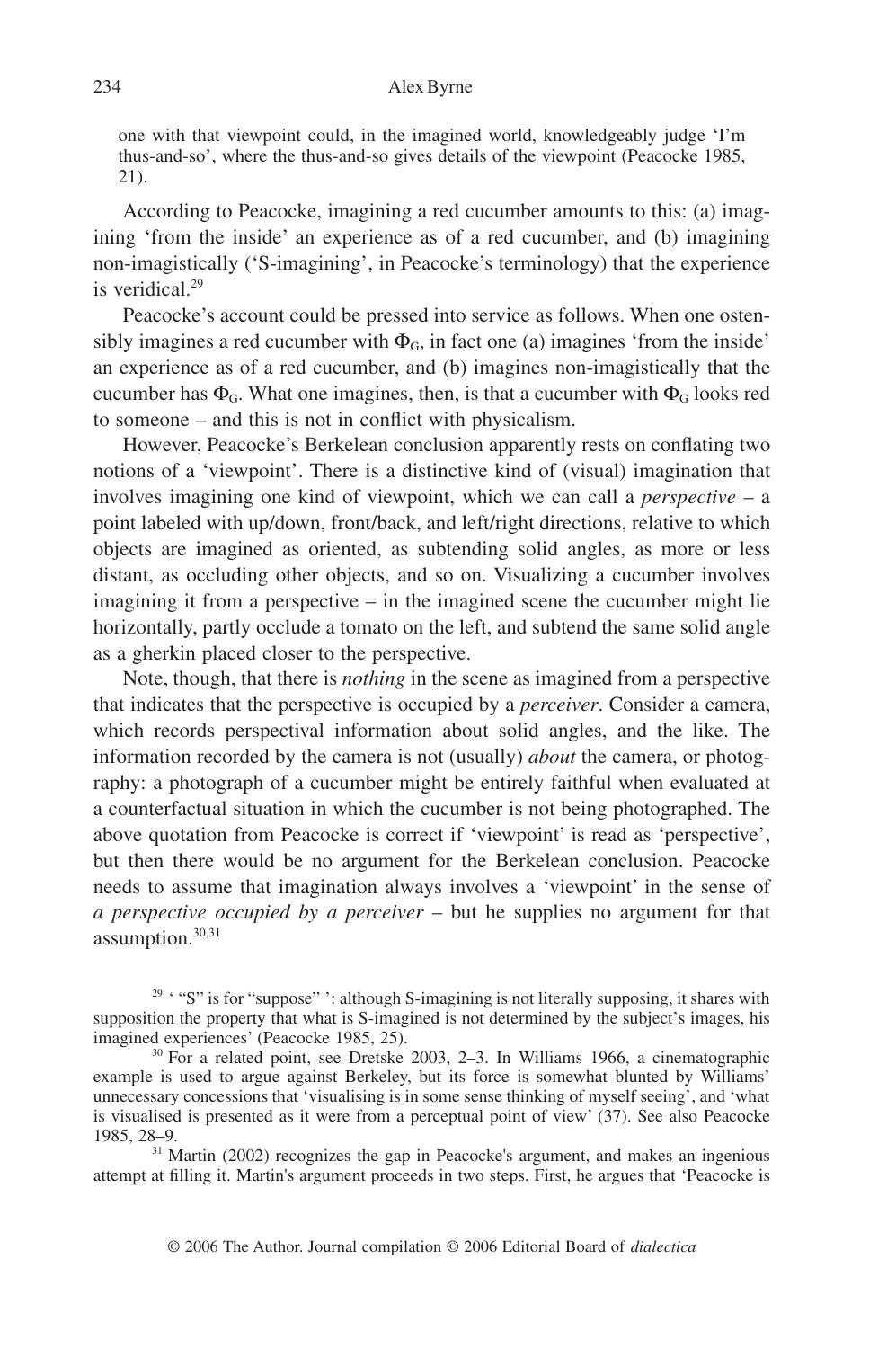one with that viewpoint could, in the imagined world, knowledgeably judge 'I'm thus-and-so', where the thus-and-so gives details of the viewpoint (Peacocke 1985, 21).

According to Peacocke, imagining a red cucumber amounts to this: (a) imagining 'from the inside' an experience as of a red cucumber, and (b) imagining non-imagistically ('S-imagining', in Peacocke's terminology) that the experience is veridical.[29]

Peacocke's account could be pressed into service as follows. When one ostensibly imagines a red cucumber with $\Phi_G$, in fact one (a) imagines 'from the inside' an experience as of a red cucumber, and (b) imagines non-imagistically that the cucumber has $\Phi_G$. What one imagines, then, is that a cucumber with $\Phi_G$ looks red to someone – and this is not in conflict with physicalism.

However, Peacocke's Berkelean conclusion apparently rests on conflating two notions of a 'viewpoint'. There is a distinctive kind of (visual) imagination that involves imagining one kind of viewpoint, which we can call a *perspective* – a point labeled with up/down, front/back, and left/right directions, relative to which objects are imagined as oriented, as subtending solid angles, as more or less distant, as occluding other objects, and so on. Visualizing a cucumber involves imagining it from a perspective – in the imagined scene the cucumber might lie horizontally, partly occlude a tomato on the left, and subtend the same solid angle as a gherkin placed closer to the perspective.

Note, though, that there is *nothing* in the scene as imagined from a perspective that indicates that the perspective is occupied by a *perceiver*. Consider a camera, which records perspectival information about solid angles, and the like. The information recorded by the camera is not (usually) *about* the camera, or photography: a photograph of a cucumber might be entirely faithful when evaluated at a counterfactual situation in which the cucumber is not being photographed. The above quotation from Peacocke is correct if 'viewpoint' is read as 'perspective', but then there would be no argument for the Berkelean conclusion. Peacocke needs to assume that imagination always involves a 'viewpoint' in the sense of *a perspective occupied by a perceiver* – but he supplies no argument for that assumption.[30,31]

[29] ' "S" is for "suppose" ': although S-imagining is not literally supposing, it shares with supposition the property that what is S-imagined is not determined by the subject's images, his imagined experiences' (Peacocke 1985, 25).

[30] For a related point, see Dretske 2003, 2–3. In Williams 1966, a cinematographic example is used to argue against Berkeley, but its force is somewhat blunted by Williams' unnecessary concessions that 'visualising is in some sense thinking of myself seeing', and 'what is visualised is presented as it were from a perceptual point of view' (37). See also Peacocke 1985, 28–9.

[31] Martin (2002) recognizes the gap in Peacocke's argument, and makes an ingenious attempt at filling it. Martin's argument proceeds in two steps. First, he argues that 'Peacocke is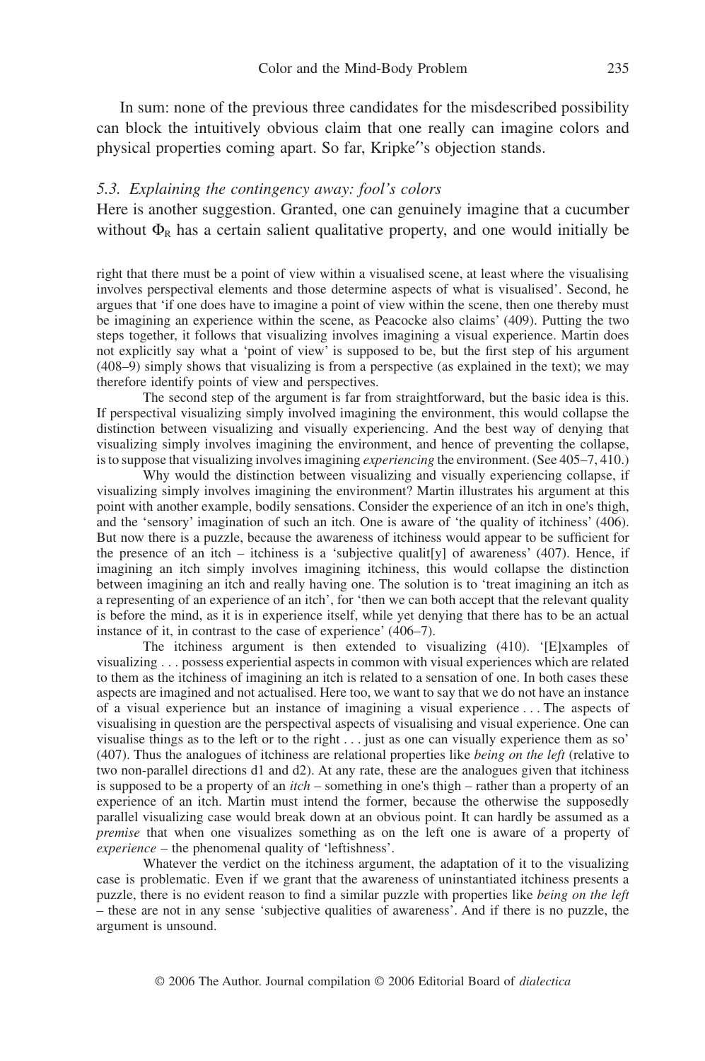In sum: none of the previous three candidates for the misdescribed possibility can block the intuitively obvious claim that one really can imagine colors and physical properties coming apart. So far, Kripke′'s objection stands.

### 5.3. *Explaining the contingency away: fool's colors*

Here is another suggestion. Granted, one can genuinely imagine that a cucumber without $\Phi_R$ has a certain salient qualitative property, and one would initially be

right that there must be a point of view within a visualised scene, at least where the visualising involves perspectival elements and those determine aspects of what is visualised'. Second, he argues that 'if one does have to imagine a point of view within the scene, then one thereby must be imagining an experience within the scene, as Peacocke also claims' (409). Putting the two steps together, it follows that visualizing involves imagining a visual experience. Martin does not explicitly say what a 'point of view' is supposed to be, but the first step of his argument (408–9) simply shows that visualizing is from a perspective (as explained in the text); we may therefore identify points of view and perspectives.

The second step of the argument is far from straightforward, but the basic idea is this. If perspectival visualizing simply involved imagining the environment, this would collapse the distinction between visualizing and visually experiencing. And the best way of denying that visualizing simply involves imagining the environment, and hence of preventing the collapse, is to suppose that visualizing involves imagining *experiencing* the environment. (See 405–7, 410.)

Why would the distinction between visualizing and visually experiencing collapse, if visualizing simply involves imagining the environment? Martin illustrates his argument at this point with another example, bodily sensations. Consider the experience of an itch in one's thigh, and the 'sensory' imagination of such an itch. One is aware of 'the quality of itchiness' (406). But now there is a puzzle, because the awareness of itchiness would appear to be sufficient for the presence of an itch – itchiness is a 'subjective qualit[y] of awareness' (407). Hence, if imagining an itch simply involves imagining itchiness, this would collapse the distinction between imagining an itch and really having one. The solution is to 'treat imagining an itch as a representing of an experience of an itch', for 'then we can both accept that the relevant quality is before the mind, as it is in experience itself, while yet denying that there has to be an actual instance of it, in contrast to the case of experience' (406–7).

The itchiness argument is then extended to visualizing (410). '[E]xamples of visualizing . . . possess experiential aspects in common with visual experiences which are related to them as the itchiness of imagining an itch is related to a sensation of one. In both cases these aspects are imagined and not actualised. Here too, we want to say that we do not have an instance of a visual experience but an instance of imagining a visual experience . . . The aspects of visualising in question are the perspectival aspects of visualising and visual experience. One can visualise things as to the left or to the right . . . just as one can visually experience them as so' (407). Thus the analogues of itchiness are relational properties like *being on the left* (relative to two non-parallel directions d1 and d2). At any rate, these are the analogues given that itchiness is supposed to be a property of an *itch* – something in one's thigh – rather than a property of an experience of an itch. Martin must intend the former, because the otherwise the supposedly parallel visualizing case would break down at an obvious point. It can hardly be assumed as a *premise* that when one visualizes something as on the left one is aware of a property of *experience* – the phenomenal quality of 'leftishness'.

Whatever the verdict on the itchiness argument, the adaptation of it to the visualizing case is problematic. Even if we grant that the awareness of uninstantiated itchiness presents a puzzle, there is no evident reason to find a similar puzzle with properties like *being on the left* – these are not in any sense 'subjective qualities of awareness'. And if there is no puzzle, the argument is unsound.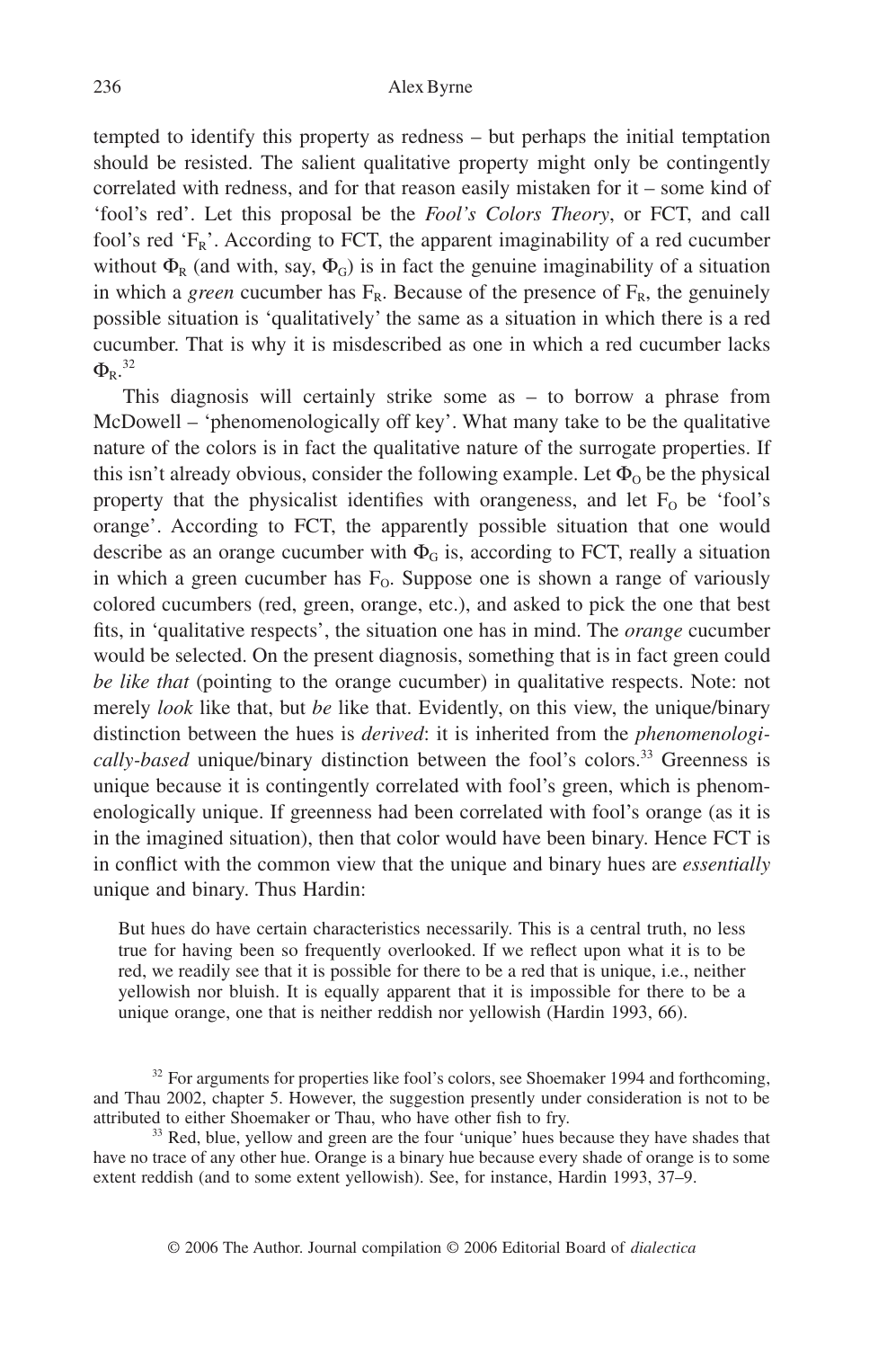tempted to identify this property as redness – but perhaps the initial temptation should be resisted. The salient qualitative property might only be contingently correlated with redness, and for that reason easily mistaken for it – some kind of 'fool's red'. Let this proposal be the *Fool's Colors Theory*, or FCT, and call fool's red '$F_R$'. According to FCT, the apparent imaginability of a red cucumber without $\Phi_R$ (and with, say, $\Phi_G$) is in fact the genuine imaginability of a situation in which a *green* cucumber has $F_R$. Because of the presence of $F_R$, the genuinely possible situation is 'qualitatively' the same as a situation in which there is a red cucumber. That is why it is misdescribed as one in which a red cucumber lacks $\Phi_R$.[32]

This diagnosis will certainly strike some as – to borrow a phrase from McDowell – 'phenomenologically off key'. What many take to be the qualitative nature of the colors is in fact the qualitative nature of the surrogate properties. If this isn't already obvious, consider the following example. Let $\Phi_O$ be the physical property that the physicalist identifies with orangeness, and let $F_O$ be 'fool's orange'. According to FCT, the apparently possible situation that one would describe as an orange cucumber with $\Phi_G$ is, according to FCT, really a situation in which a green cucumber has $F_O$. Suppose one is shown a range of variously colored cucumbers (red, green, orange, etc.), and asked to pick the one that best fits, in 'qualitative respects', the situation one has in mind. The *orange* cucumber would be selected. On the present diagnosis, something that is in fact green could *be like that* (pointing to the orange cucumber) in qualitative respects. Note: not merely *look* like that, but *be* like that. Evidently, on this view, the unique/binary distinction between the hues is *derived*: it is inherited from the *phenomenologically-based* unique/binary distinction between the fool's colors.[33] Greenness is unique because it is contingently correlated with fool's green, which is phenomenologically unique. If greenness had been correlated with fool's orange (as it is in the imagined situation), then that color would have been binary. Hence FCT is in conflict with the common view that the unique and binary hues are *essentially* unique and binary. Thus Hardin:

> But hues do have certain characteristics necessarily. This is a central truth, no less true for having been so frequently overlooked. If we reflect upon what it is to be red, we readily see that it is possible for there to be a red that is unique, i.e., neither yellowish nor bluish. It is equally apparent that it is impossible for there to be a unique orange, one that is neither reddish nor yellowish (Hardin 1993, 66).

[32] For arguments for properties like fool's colors, see Shoemaker 1994 and forthcoming, and Thau 2002, chapter 5. However, the suggestion presently under consideration is not to be attributed to either Shoemaker or Thau, who have other fish to fry.

[33] Red, blue, yellow and green are the four 'unique' hues because they have shades that have no trace of any other hue. Orange is a binary hue because every shade of orange is to some extent reddish (and to some extent yellowish). See, for instance, Hardin 1993, 37–9.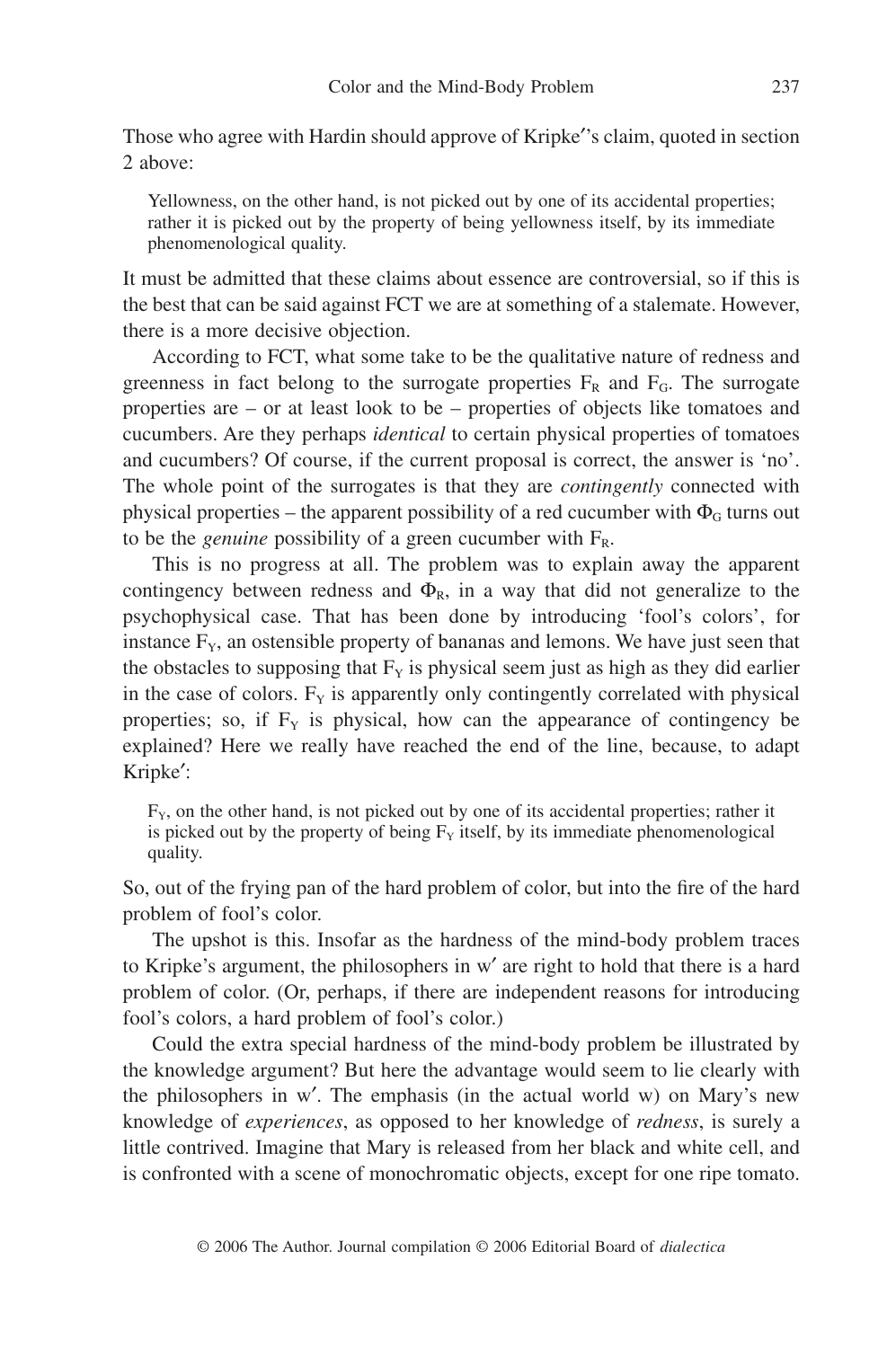Those who agree with Hardin should approve of Kripke′'s claim, quoted in section 2 above:

> Yellowness, on the other hand, is not picked out by one of its accidental properties; rather it is picked out by the property of being yellowness itself, by its immediate phenomenological quality.

It must be admitted that these claims about essence are controversial, so if this is the best that can be said against FCT we are at something of a stalemate. However, there is a more decisive objection.

According to FCT, what some take to be the qualitative nature of redness and greenness in fact belong to the surrogate properties $F_R$ and $F_G$. The surrogate properties are – or at least look to be – properties of objects like tomatoes and cucumbers. Are they perhaps *identical* to certain physical properties of tomatoes and cucumbers? Of course, if the current proposal is correct, the answer is 'no'. The whole point of the surrogates is that they are *contingently* connected with physical properties – the apparent possibility of a red cucumber with $\Phi_G$ turns out to be the *genuine* possibility of a green cucumber with $F_R$.

This is no progress at all. The problem was to explain away the apparent contingency between redness and $\Phi_R$, in a way that did not generalize to the psychophysical case. That has been done by introducing 'fool's colors', for instance $F_Y$, an ostensible property of bananas and lemons. We have just seen that the obstacles to supposing that $F_Y$ is physical seem just as high as they did earlier in the case of colors. $F_Y$ is apparently only contingently correlated with physical properties; so, if $F_Y$ is physical, how can the appearance of contingency be explained? Here we really have reached the end of the line, because, to adapt Kripke′:

> $F_Y$, on the other hand, is not picked out by one of its accidental properties; rather it is picked out by the property of being $F_Y$ itself, by its immediate phenomenological quality.

So, out of the frying pan of the hard problem of color, but into the fire of the hard problem of fool's color.

The upshot is this. Insofar as the hardness of the mind-body problem traces to Kripke's argument, the philosophers in w′ are right to hold that there is a hard problem of color. (Or, perhaps, if there are independent reasons for introducing fool's colors, a hard problem of fool's color.)

Could the extra special hardness of the mind-body problem be illustrated by the knowledge argument? But here the advantage would seem to lie clearly with the philosophers in w′. The emphasis (in the actual world w) on Mary's new knowledge of *experiences*, as opposed to her knowledge of *redness*, is surely a little contrived. Imagine that Mary is released from her black and white cell, and is confronted with a scene of monochromatic objects, except for one ripe tomato.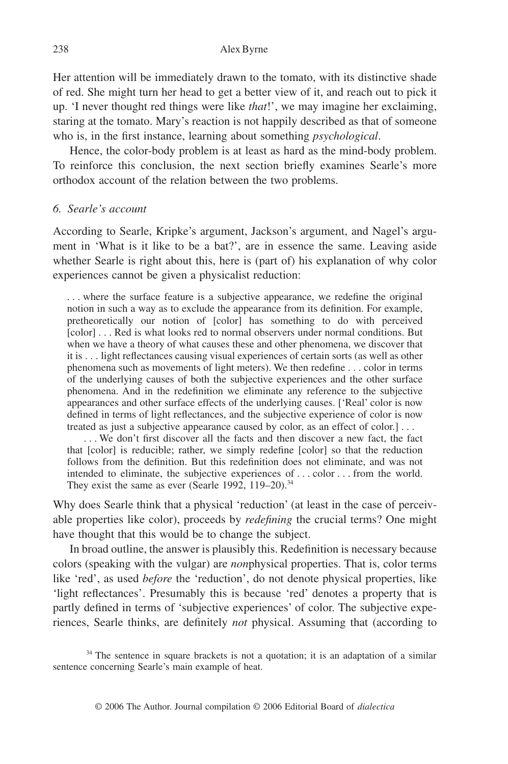Her attention will be immediately drawn to the tomato, with its distinctive shade of red. She might turn her head to get a better view of it, and reach out to pick it up. 'I never thought red things were like *that*!', we may imagine her exclaiming, staring at the tomato. Mary's reaction is not happily described as that of someone who is, in the first instance, learning about something *psychological*.

Hence, the color-body problem is at least as hard as the mind-body problem. To reinforce this conclusion, the next section briefly examines Searle's more orthodox account of the relation between the two problems.

### *6. Searle's account*

According to Searle, Kripke's argument, Jackson's argument, and Nagel's argument in 'What is it like to be a bat?', are in essence the same. Leaving aside whether Searle is right about this, here is (part of) his explanation of why color experiences cannot be given a physicalist reduction:

> . . . where the surface feature is a subjective appearance, we redefine the original notion in such a way as to exclude the appearance from its definition. For example, pretheoretically our notion of [color] has something to do with perceived [color] . . . Red is what looks red to normal observers under normal conditions. But when we have a theory of what causes these and other phenomena, we discover that it is . . . light reflectances causing visual experiences of certain sorts (as well as other phenomena such as movements of light meters). We then redefine . . . color in terms of the underlying causes of both the subjective experiences and the other surface phenomena. And in the redefinition we eliminate any reference to the subjective appearances and other surface effects of the underlying causes. ['Real' color is now defined in terms of light reflectances, and the subjective experience of color is now treated as just a subjective appearance caused by color, as an effect of color.] . . .
>
> . . . We don't first discover all the facts and then discover a new fact, the fact that [color] is reducible; rather, we simply redefine [color] so that the reduction follows from the definition. But this redefinition does not eliminate, and was not intended to eliminate, the subjective experiences of . . . color . . . from the world. They exist the same as ever (Searle 1992, 119–20).[34]

Why does Searle think that a physical 'reduction' (at least in the case of perceivable properties like color), proceeds by *redefining* the crucial terms? One might have thought that this would be to change the subject.

In broad outline, the answer is plausibly this. Redefinition is necessary because colors (speaking with the vulgar) are *non*physical properties. That is, color terms like 'red', as used *before* the 'reduction', do not denote physical properties, like 'light reflectances'. Presumably this is because 'red' denotes a property that is partly defined in terms of 'subjective experiences' of color. The subjective experiences, Searle thinks, are definitely *not* physical. Assuming that (according to

[34] The sentence in square brackets is not a quotation; it is an adaptation of a similar sentence concerning Searle's main example of heat.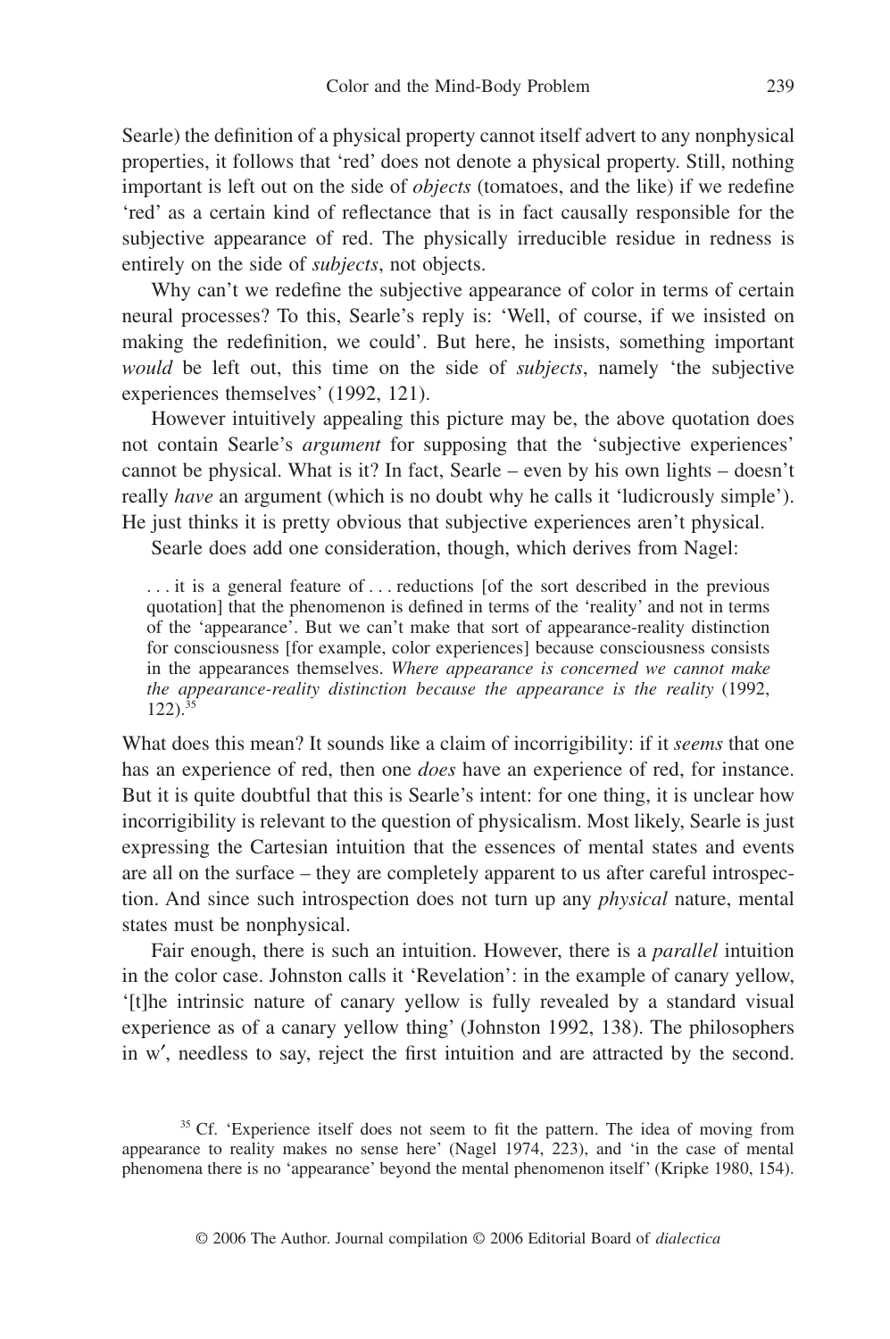Searle) the definition of a physical property cannot itself advert to any nonphysical properties, it follows that 'red' does not denote a physical property. Still, nothing important is left out on the side of *objects* (tomatoes, and the like) if we redefine 'red' as a certain kind of reflectance that is in fact causally responsible for the subjective appearance of red. The physically irreducible residue in redness is entirely on the side of *subjects*, not objects.

Why can't we redefine the subjective appearance of color in terms of certain neural processes? To this, Searle's reply is: 'Well, of course, if we insisted on making the redefinition, we could'. But here, he insists, something important *would* be left out, this time on the side of *subjects*, namely 'the subjective experiences themselves' (1992, 121).

However intuitively appealing this picture may be, the above quotation does not contain Searle's *argument* for supposing that the 'subjective experiences' cannot be physical. What is it? In fact, Searle – even by his own lights – doesn't really *have* an argument (which is no doubt why he calls it 'ludicrously simple'). He just thinks it is pretty obvious that subjective experiences aren't physical.

Searle does add one consideration, though, which derives from Nagel:

> . . . it is a general feature of . . . reductions [of the sort described in the previous quotation] that the phenomenon is defined in terms of the 'reality' and not in terms of the 'appearance'. But we can't make that sort of appearance-reality distinction for consciousness [for example, color experiences] because consciousness consists in the appearances themselves. *Where appearance is concerned we cannot make the appearance-reality distinction because the appearance is the reality* (1992, 122).[35]

What does this mean? It sounds like a claim of incorrigibility: if it *seems* that one has an experience of red, then one *does* have an experience of red, for instance. But it is quite doubtful that this is Searle's intent: for one thing, it is unclear how incorrigibility is relevant to the question of physicalism. Most likely, Searle is just expressing the Cartesian intuition that the essences of mental states and events are all on the surface – they are completely apparent to us after careful introspection. And since such introspection does not turn up any *physical* nature, mental states must be nonphysical.

Fair enough, there is such an intuition. However, there is a *parallel* intuition in the color case. Johnston calls it 'Revelation': in the example of canary yellow, '[t]he intrinsic nature of canary yellow is fully revealed by a standard visual experience as of a canary yellow thing' (Johnston 1992, 138). The philosophers in w′, needless to say, reject the first intuition and are attracted by the second.

[35] Cf. 'Experience itself does not seem to fit the pattern. The idea of moving from appearance to reality makes no sense here' (Nagel 1974, 223), and 'in the case of mental phenomena there is no 'appearance' beyond the mental phenomenon itself' (Kripke 1980, 154).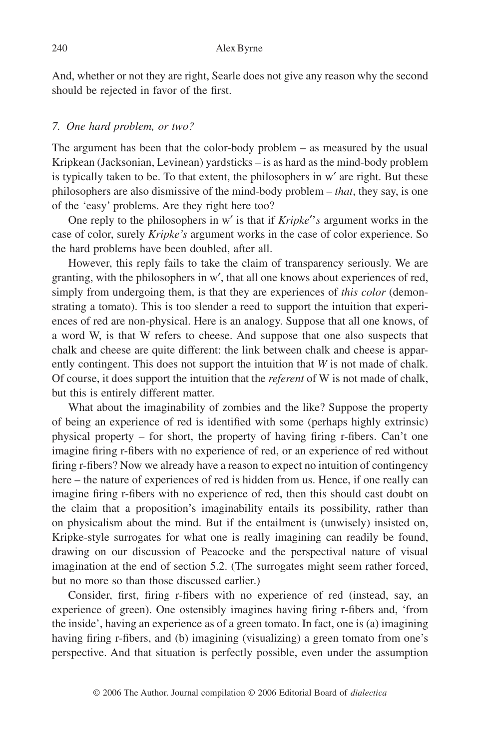And, whether or not they are right, Searle does not give any reason why the second should be rejected in favor of the first.

### *7. One hard problem, or two?*

The argument has been that the color-body problem – as measured by the usual Kripkean (Jacksonian, Levinean) yardsticks – is as hard as the mind-body problem is typically taken to be. To that extent, the philosophers in w′ are right. But these philosophers are also dismissive of the mind-body problem – *that*, they say, is one of the 'easy' problems. Are they right here too?

One reply to the philosophers in w′ is that if *Kripke′'s* argument works in the case of color, surely *Kripke's* argument works in the case of color experience. So the hard problems have been doubled, after all.

However, this reply fails to take the claim of transparency seriously. We are granting, with the philosophers in w′, that all one knows about experiences of red, simply from undergoing them, is that they are experiences of *this color* (demonstrating a tomato). This is too slender a reed to support the intuition that experiences of red are non-physical. Here is an analogy. Suppose that all one knows, of a word W, is that W refers to cheese. And suppose that one also suspects that chalk and cheese are quite different: the link between chalk and cheese is apparently contingent. This does not support the intuition that *W* is not made of chalk. Of course, it does support the intuition that the *referent* of W is not made of chalk, but this is entirely different matter.

What about the imaginability of zombies and the like? Suppose the property of being an experience of red is identified with some (perhaps highly extrinsic) physical property – for short, the property of having firing r-fibers. Can't one imagine firing r-fibers with no experience of red, or an experience of red without firing r-fibers? Now we already have a reason to expect no intuition of contingency here – the nature of experiences of red is hidden from us. Hence, if one really can imagine firing r-fibers with no experience of red, then this should cast doubt on the claim that a proposition's imaginability entails its possibility, rather than on physicalism about the mind. But if the entailment is (unwisely) insisted on, Kripke-style surrogates for what one is really imagining can readily be found, drawing on our discussion of Peacocke and the perspectival nature of visual imagination at the end of section 5.2. (The surrogates might seem rather forced, but no more so than those discussed earlier.)

Consider, first, firing r-fibers with no experience of red (instead, say, an experience of green). One ostensibly imagines having firing r-fibers and, 'from the inside', having an experience as of a green tomato. In fact, one is (a) imagining having firing r-fibers, and (b) imagining (visualizing) a green tomato from one's perspective. And that situation is perfectly possible, even under the assumption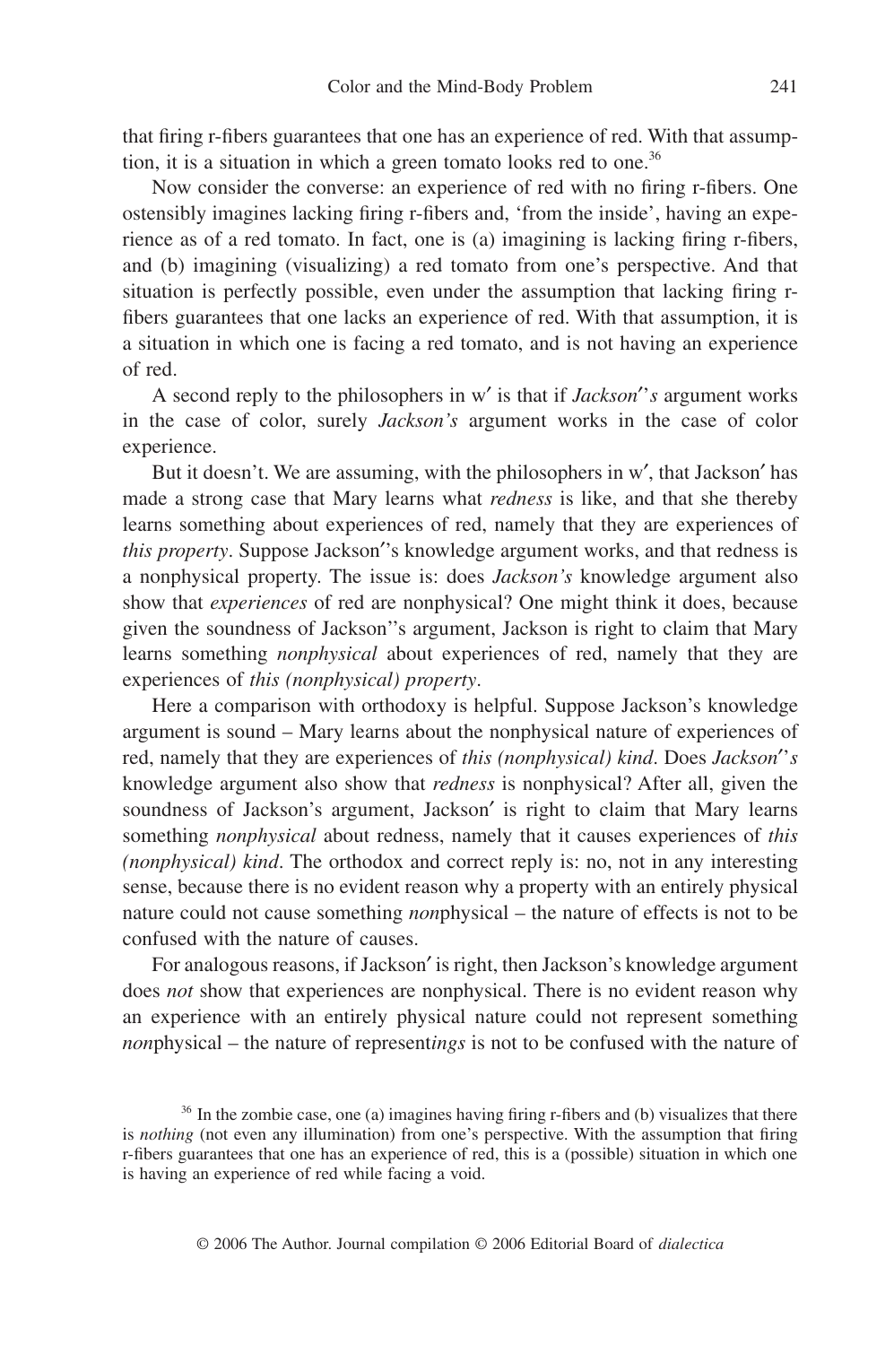that firing r-fibers guarantees that one has an experience of red. With that assumption, it is a situation in which a green tomato looks red to one.[36]

Now consider the converse: an experience of red with no firing r-fibers. One ostensibly imagines lacking firing r-fibers and, 'from the inside', having an experience as of a red tomato. In fact, one is (a) imagining is lacking firing r-fibers, and (b) imagining (visualizing) a red tomato from one's perspective. And that situation is perfectly possible, even under the assumption that lacking firing r-fibers guarantees that one lacks an experience of red. With that assumption, it is a situation in which one is facing a red tomato, and is not having an experience of red.

A second reply to the philosophers in w′ is that if *Jackson′'s* argument works in the case of color, surely *Jackson's* argument works in the case of color experience.

But it doesn't. We are assuming, with the philosophers in w′, that Jackson′ has made a strong case that Mary learns what *redness* is like, and that she thereby learns something about experiences of red, namely that they are experiences of *this property*. Suppose Jackson′'s knowledge argument works, and that redness is a nonphysical property. The issue is: does *Jackson's* knowledge argument also show that *experiences* of red are nonphysical? One might think it does, because given the soundness of Jackson′'s argument, Jackson is right to claim that Mary learns something *nonphysical* about experiences of red, namely that they are experiences of *this (nonphysical) property*.

Here a comparison with orthodoxy is helpful. Suppose Jackson's knowledge argument is sound – Mary learns about the nonphysical nature of experiences of red, namely that they are experiences of *this (nonphysical) kind*. Does *Jackson′'s* knowledge argument also show that *redness* is nonphysical? After all, given the soundness of Jackson's argument, Jackson′ is right to claim that Mary learns something *nonphysical* about redness, namely that it causes experiences of *this (nonphysical) kind*. The orthodox and correct reply is: no, not in any interesting sense, because there is no evident reason why a property with an entirely physical nature could not cause something *non*physical – the nature of effects is not to be confused with the nature of causes.

For analogous reasons, if Jackson′ is right, then Jackson's knowledge argument does *not* show that experiences are nonphysical. There is no evident reason why an experience with an entirely physical nature could not represent something *non*physical – the nature of represent*ings* is not to be confused with the nature of

[36] In the zombie case, one (a) imagines having firing r-fibers and (b) visualizes that there is *nothing* (not even any illumination) from one's perspective. With the assumption that firing r-fibers guarantees that one has an experience of red, this is a (possible) situation in which one is having an experience of red while facing a void.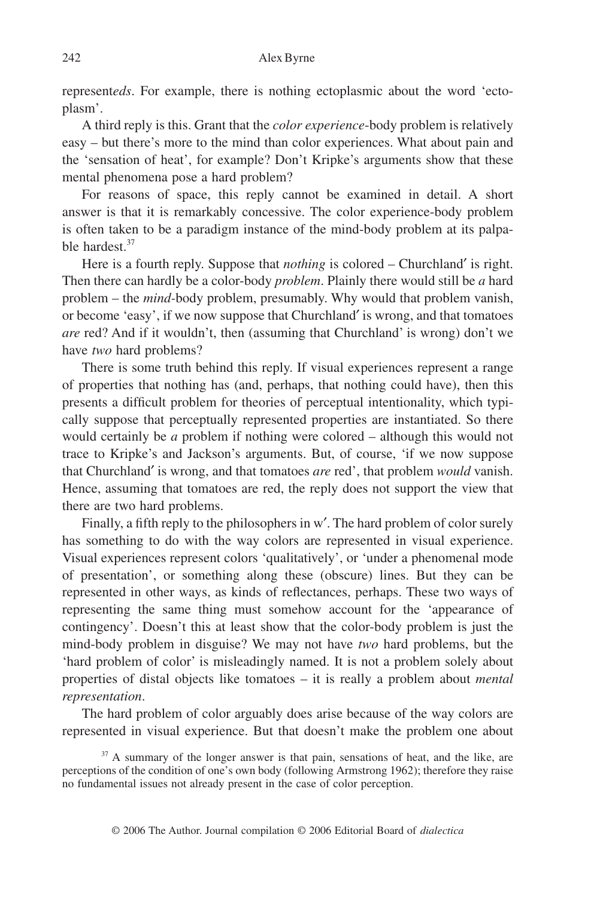represent*eds*. For example, there is nothing ectoplasmic about the word 'ectoplasm'.

A third reply is this. Grant that the *color experience*-body problem is relatively easy – but there's more to the mind than color experiences. What about pain and the 'sensation of heat', for example? Don't Kripke's arguments show that these mental phenomena pose a hard problem?

For reasons of space, this reply cannot be examined in detail. A short answer is that it is remarkably concessive. The color experience-body problem is often taken to be a paradigm instance of the mind-body problem at its palpable hardest.[37]

Here is a fourth reply. Suppose that *nothing* is colored – Churchland′ is right. Then there can hardly be a color-body *problem*. Plainly there would still be *a* hard problem – the *mind*-body problem, presumably. Why would that problem vanish, or become 'easy', if we now suppose that Churchland′ is wrong, and that tomatoes *are* red? And if it wouldn't, then (assuming that Churchland′ is wrong) don't we have *two* hard problems?

There is some truth behind this reply. If visual experiences represent a range of properties that nothing has (and, perhaps, that nothing could have), then this presents a difficult problem for theories of perceptual intentionality, which typically suppose that perceptually represented properties are instantiated. So there would certainly be *a* problem if nothing were colored – although this would not trace to Kripke's and Jackson's arguments. But, of course, 'if we now suppose that Churchland′ is wrong, and that tomatoes *are* red', that problem *would* vanish. Hence, assuming that tomatoes are red, the reply does not support the view that there are two hard problems.

Finally, a fifth reply to the philosophers in w′. The hard problem of color surely has something to do with the way colors are represented in visual experience. Visual experiences represent colors 'qualitatively', or 'under a phenomenal mode of presentation', or something along these (obscure) lines. But they can be represented in other ways, as kinds of reflectances, perhaps. These two ways of representing the same thing must somehow account for the 'appearance of contingency'. Doesn't this at least show that the color-body problem is just the mind-body problem in disguise? We may not have *two* hard problems, but the 'hard problem of color' is misleadingly named. It is not a problem solely about properties of distal objects like tomatoes – it is really a problem about *mental representation*.

The hard problem of color arguably does arise because of the way colors are represented in visual experience. But that doesn't make the problem one about

[37] A summary of the longer answer is that pain, sensations of heat, and the like, are perceptions of the condition of one's own body (following Armstrong 1962); therefore they raise no fundamental issues not already present in the case of color perception.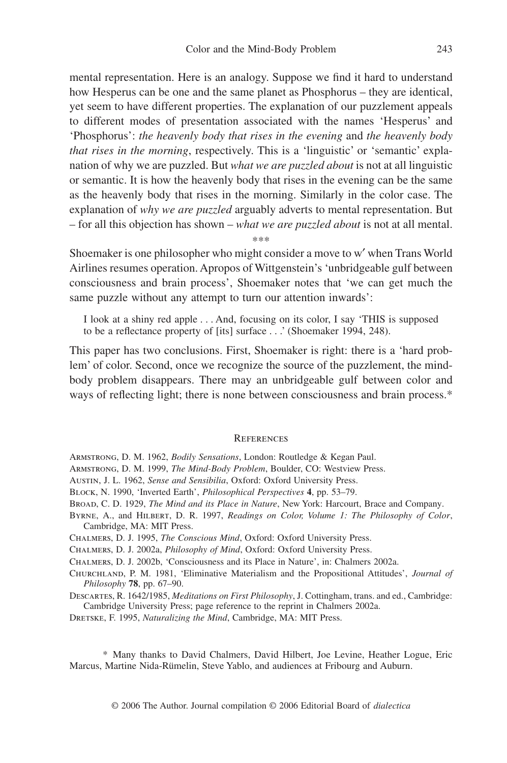mental representation. Here is an analogy. Suppose we find it hard to understand how Hesperus can be one and the same planet as Phosphorus – they are identical, yet seem to have different properties. The explanation of our puzzlement appeals to different modes of presentation associated with the names 'Hesperus' and 'Phosphorus': *the heavenly body that rises in the evening* and *the heavenly body that rises in the morning*, respectively. This is a 'linguistic' or 'semantic' explanation of why we are puzzled. But *what we are puzzled about* is not at all linguistic or semantic. It is how the heavenly body that rises in the evening can be the same as the heavenly body that rises in the morning. Similarly in the color case. The explanation of *why we are puzzled* arguably adverts to mental representation. But – for all this objection has shown – *what we are puzzled about* is not at all mental.

***

Shoemaker is one philosopher who might consider a move to w′ when Trans World Airlines resumes operation. Apropos of Wittgenstein's 'unbridgeable gulf between consciousness and brain process', Shoemaker notes that 'we can get much the same puzzle without any attempt to turn our attention inwards':

> I look at a shiny red apple . . . And, focusing on its color, I say 'THIS is supposed to be a reflectance property of [its] surface . . .' (Shoemaker 1994, 248).

This paper has two conclusions. First, Shoemaker is right: there is a 'hard problem' of color. Second, once we recognize the source of the puzzlement, the mind-body problem disappears. There may an unbridgeable gulf between color and ways of reflecting light; there is none between consciousness and brain process.*

## References

Armstrong, D. M. 1962, *Bodily Sensations*, London: Routledge & Kegan Paul.

Armstrong, D. M. 1999, *The Mind-Body Problem*, Boulder, CO: Westview Press.

Austin, J. L. 1962, *Sense and Sensibilia*, Oxford: Oxford University Press.

Block, N. 1990, 'Inverted Earth', *Philosophical Perspectives* **4**, pp. 53–79.

Broad, C. D. 1929, *The Mind and its Place in Nature*, New York: Harcourt, Brace and Company.

Byrne, A., and Hilbert, D. R. 1997, *Readings on Color, Volume 1: The Philosophy of Color*, Cambridge, MA: MIT Press.

Chalmers, D. J. 1995, *The Conscious Mind*, Oxford: Oxford University Press.

Chalmers, D. J. 2002a, *Philosophy of Mind*, Oxford: Oxford University Press.

Chalmers, D. J. 2002b, 'Consciousness and its Place in Nature', in: Chalmers 2002a.

Churchland, P. M. 1981, 'Eliminative Materialism and the Propositional Attitudes', *Journal of Philosophy* **78**, pp. 67–90.

Descartes, R. 1642/1985, *Meditations on First Philosophy*, J. Cottingham, trans. and ed., Cambridge: Cambridge University Press; page reference to the reprint in Chalmers 2002a.

Dretske, F. 1995, *Naturalizing the Mind*, Cambridge, MA: MIT Press.

\* Many thanks to David Chalmers, David Hilbert, Joe Levine, Heather Logue, Eric Marcus, Martine Nida-Rümelin, Steve Yablo, and audiences at Fribourg and Auburn.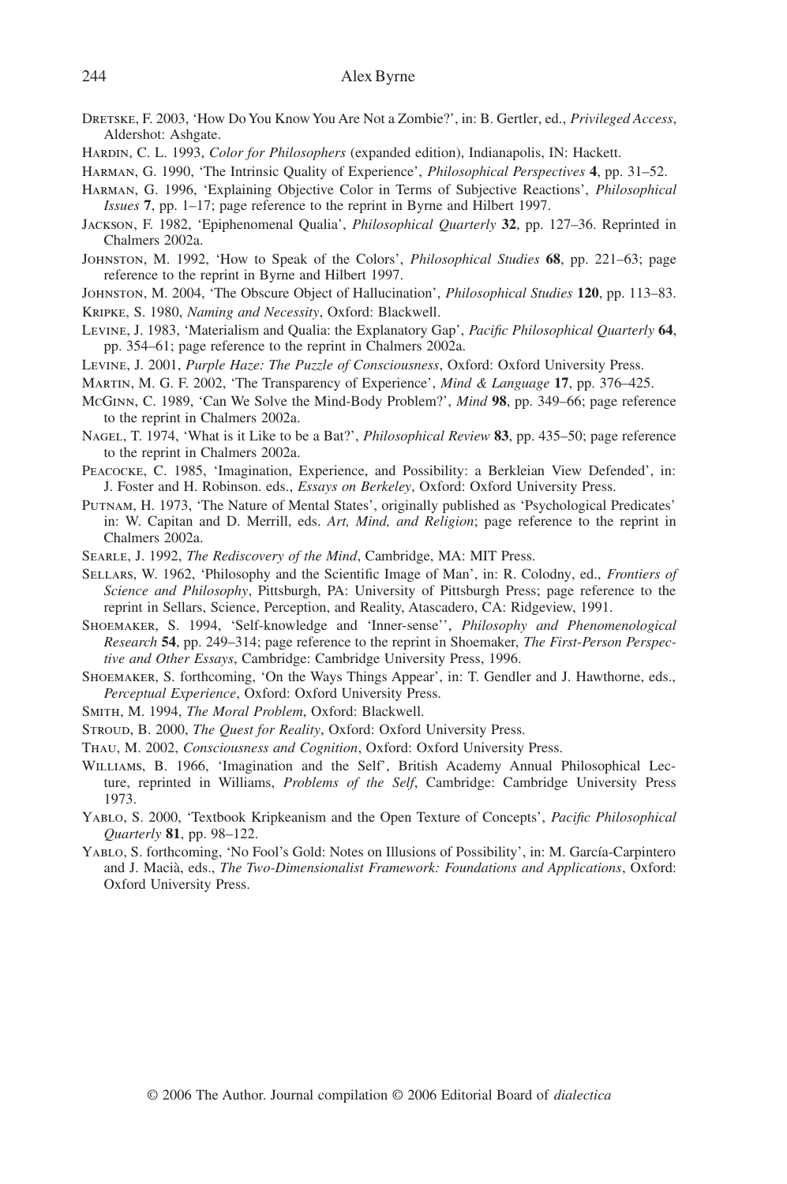Dretske, F. 2003, 'How Do You Know You Are Not a Zombie?', in: B. Gertler, ed., *Privileged Access*, Aldershot: Ashgate.

Hardin, C. L. 1993, *Color for Philosophers* (expanded edition), Indianapolis, IN: Hackett.

Harman, G. 1990, 'The Intrinsic Quality of Experience', *Philosophical Perspectives* **4**, pp. 31–52.

Harman, G. 1996, 'Explaining Objective Color in Terms of Subjective Reactions', *Philosophical Issues* **7**, pp. 1–17; page reference to the reprint in Byrne and Hilbert 1997.

Jackson, F. 1982, 'Epiphenomenal Qualia', *Philosophical Quarterly* **32**, pp. 127–36. Reprinted in Chalmers 2002a.

Johnston, M. 1992, 'How to Speak of the Colors', *Philosophical Studies* **68**, pp. 221–63; page reference to the reprint in Byrne and Hilbert 1997.

Johnston, M. 2004, 'The Obscure Object of Hallucination', *Philosophical Studies* **120**, pp. 113–83.

Kripke, S. 1980, *Naming and Necessity*, Oxford: Blackwell.

Levine, J. 1983, 'Materialism and Qualia: the Explanatory Gap', *Pacific Philosophical Quarterly* **64**, pp. 354–61; page reference to the reprint in Chalmers 2002a.

Levine, J. 2001, *Purple Haze: The Puzzle of Consciousness*, Oxford: Oxford University Press.

Martin, M. G. F. 2002, 'The Transparency of Experience', *Mind & Language* **17**, pp. 376–425.

McGinn, C. 1989, 'Can We Solve the Mind-Body Problem?', *Mind* **98**, pp. 349–66; page reference to the reprint in Chalmers 2002a.

Nagel, T. 1974, 'What is it Like to be a Bat?', *Philosophical Review* **83**, pp. 435–50; page reference to the reprint in Chalmers 2002a.

Peacocke, C. 1985, 'Imagination, Experience, and Possibility: a Berkleian View Defended', in: J. Foster and H. Robinson. eds., *Essays on Berkeley*, Oxford: Oxford University Press.

Putnam, H. 1973, 'The Nature of Mental States', originally published as 'Psychological Predicates' in: W. Capitan and D. Merrill, eds. *Art, Mind, and Religion*; page reference to the reprint in Chalmers 2002a.

Searle, J. 1992, *The Rediscovery of the Mind*, Cambridge, MA: MIT Press.

Sellars, W. 1962, 'Philosophy and the Scientific Image of Man', in: R. Colodny, ed., *Frontiers of Science and Philosophy*, Pittsburgh, PA: University of Pittsburgh Press; page reference to the reprint in Sellars, Science, Perception, and Reality, Atascadero, CA: Ridgeview, 1991.

Shoemaker, S. 1994, 'Self-knowledge and 'Inner-sense'', *Philosophy and Phenomenological Research* **54**, pp. 249–314; page reference to the reprint in Shoemaker, *The First-Person Perspective and Other Essays*, Cambridge: Cambridge University Press, 1996.

Shoemaker, S. forthcoming, 'On the Ways Things Appear', in: T. Gendler and J. Hawthorne, eds., *Perceptual Experience*, Oxford: Oxford University Press.

Smith, M. 1994, *The Moral Problem*, Oxford: Blackwell.

Stroud, B. 2000, *The Quest for Reality*, Oxford: Oxford University Press.

Thau, M. 2002, *Consciousness and Cognition*, Oxford: Oxford University Press.

Williams, B. 1966, 'Imagination and the Self', British Academy Annual Philosophical Lecture, reprinted in Williams, *Problems of the Self*, Cambridge: Cambridge University Press 1973.

Yablo, S. 2000, 'Textbook Kripkeanism and the Open Texture of Concepts', *Pacific Philosophical Quarterly* **81**, pp. 98–122.

Yablo, S. forthcoming, 'No Fool's Gold: Notes on Illusions of Possibility', in: M. García-Carpintero and J. Macià, eds., *The Two-Dimensionalist Framework: Foundations and Applications*, Oxford: Oxford University Press.